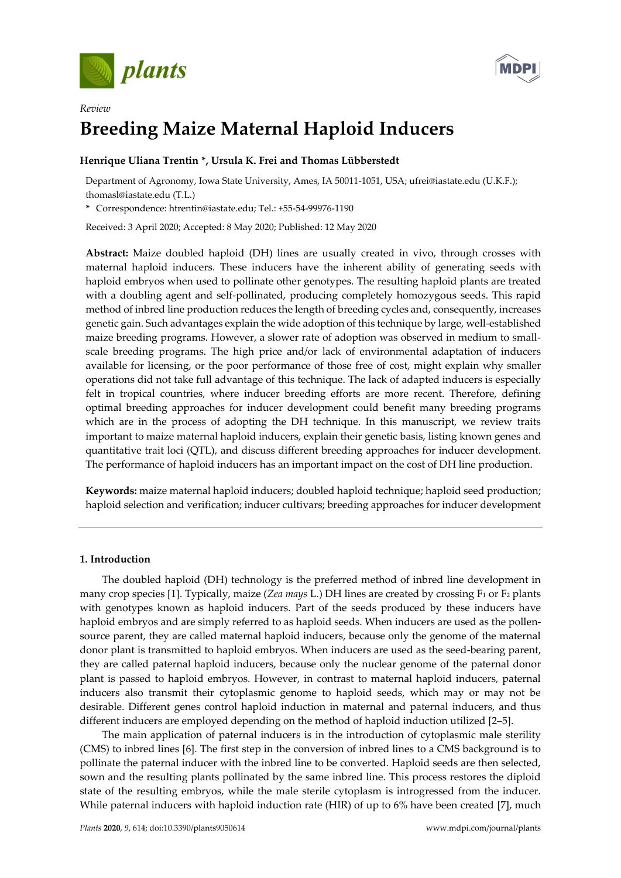*Review*

# Breeding Maize Maternal Haploid Inducers

**Henrique Uliana Trentin \*, Ursula K. Frei and Thomas Lübberstedt**

Department of Agronomy, Iowa State University, Ames, IA 50011-1051, USA; ufrei@iastate.edu (U.K.F.); thomasl@iastate.edu (T.L.)

\* Correspondence: htrentin@iastate.edu; Tel.: +55-54-99976-1190

Received: 3 April 2020; Accepted: 8 May 2020; Published: 12 May 2020

**Abstract:** Maize doubled haploid (DH) lines are usually created in vivo, through crosses with maternal haploid inducers. These inducers have the inherent ability of generating seeds with haploid embryos when used to pollinate other genotypes. The resulting haploid plants are treated with a doubling agent and self-pollinated, producing completely homozygous seeds. This rapid method of inbred line production reduces the length of breeding cycles and, consequently, increases genetic gain. Such advantages explain the wide adoption of this technique by large, well-established maize breeding programs. However, a slower rate of adoption was observed in medium to small-scale breeding programs. The high price and/or lack of environmental adaptation of inducers available for licensing, or the poor performance of those free of cost, might explain why smaller operations did not take full advantage of this technique. The lack of adapted inducers is especially felt in tropical countries, where inducer breeding efforts are more recent. Therefore, defining optimal breeding approaches for inducer development could benefit many breeding programs which are in the process of adopting the DH technique. In this manuscript, we review traits important to maize maternal haploid inducers, explain their genetic basis, listing known genes and quantitative trait loci (QTL), and discuss different breeding approaches for inducer development. The performance of haploid inducers has an important impact on the cost of DH line production.

**Keywords:** maize maternal haploid inducers; doubled haploid technique; haploid seed production; haploid selection and verification; inducer cultivars; breeding approaches for inducer development

## 1. Introduction

The doubled haploid (DH) technology is the preferred method of inbred line development in many crop species [1]. Typically, maize (*Zea mays* L.) DH lines are created by crossing $F_1$ or $F_2$ plants with genotypes known as haploid inducers. Part of the seeds produced by these inducers have haploid embryos and are simply referred to as haploid seeds. When inducers are used as the pollen-source parent, they are called maternal haploid inducers, because only the genome of the maternal donor plant is transmitted to haploid embryos. When inducers are used as the seed-bearing parent, they are called paternal haploid inducers, because only the nuclear genome of the paternal donor plant is passed to haploid embryos. However, in contrast to maternal haploid inducers, paternal inducers also transmit their cytoplasmic genome to haploid seeds, which may or may not be desirable. Different genes control haploid induction in maternal and paternal inducers, and thus different inducers are employed depending on the method of haploid induction utilized [2–5].

The main application of paternal inducers is in the introduction of cytoplasmic male sterility (CMS) to inbred lines [6]. The first step in the conversion of inbred lines to a CMS background is to pollinate the paternal inducer with the inbred line to be converted. Haploid seeds are then selected, sown and the resulting plants pollinated by the same inbred line. This process restores the diploid state of the resulting embryos, while the male sterile cytoplasm is introgressed from the inducer. While paternal inducers with haploid induction rate (HIR) of up to 6% have been created [7], much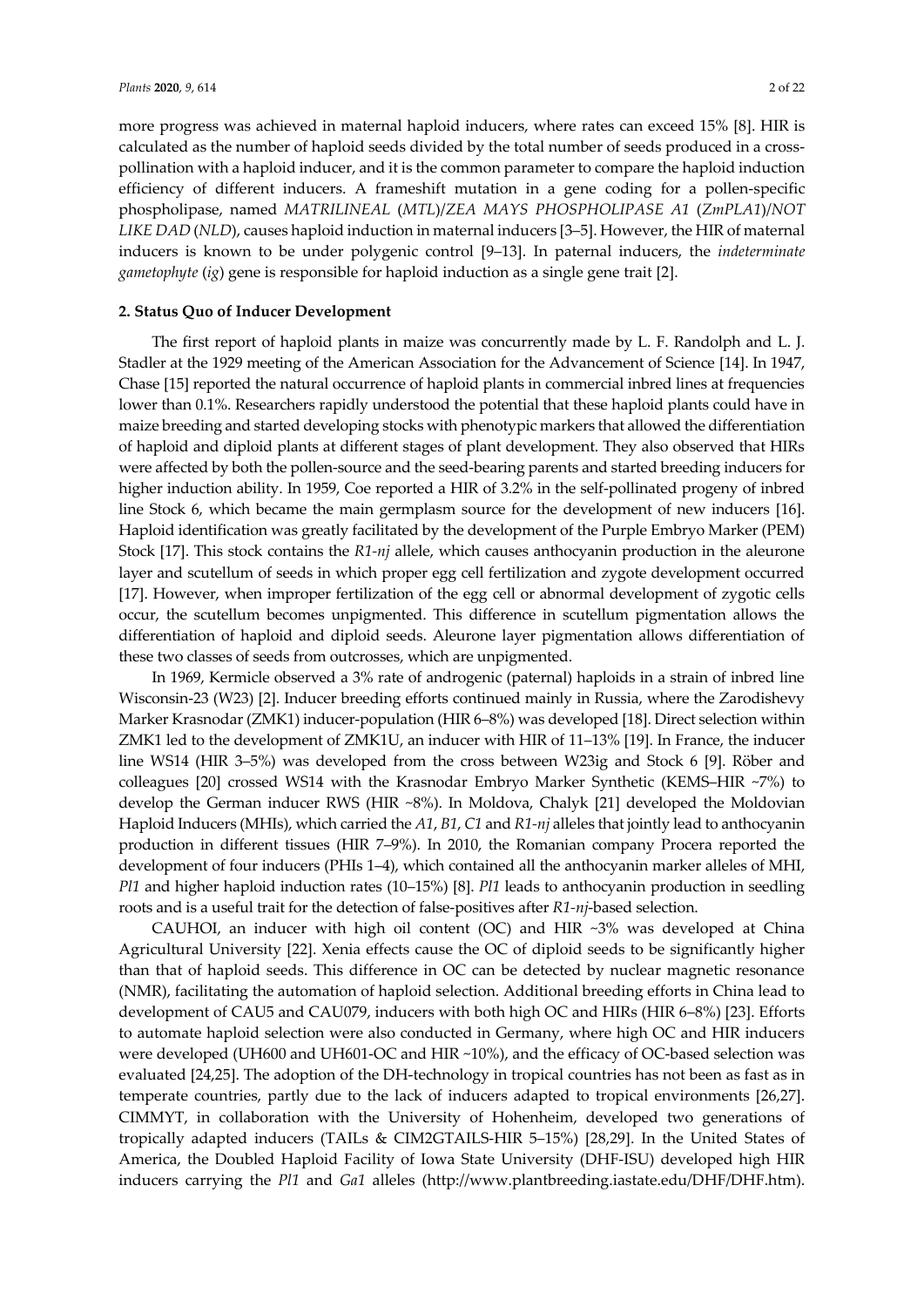more progress was achieved in maternal haploid inducers, where rates can exceed 15% [8]. HIR is calculated as the number of haploid seeds divided by the total number of seeds produced in a cross-pollination with a haploid inducer, and it is the common parameter to compare the haploid induction efficiency of different inducers. A frameshift mutation in a gene coding for a pollen-specific phospholipase, named *MATRILINEAL* (*MTL*)/*ZEA MAYS PHOSPHOLIPASE A1* (*ZmPLA1*)/*NOT LIKE DAD* (*NLD*), causes haploid induction in maternal inducers [3–5]. However, the HIR of maternal inducers is known to be under polygenic control [9–13]. In paternal inducers, the *indeterminate gametophyte* (*ig*) gene is responsible for haploid induction as a single gene trait [2].

## 2. Status Quo of Inducer Development

The first report of haploid plants in maize was concurrently made by L. F. Randolph and L. J. Stadler at the 1929 meeting of the American Association for the Advancement of Science [14]. In 1947, Chase [15] reported the natural occurrence of haploid plants in commercial inbred lines at frequencies lower than 0.1%. Researchers rapidly understood the potential that these haploid plants could have in maize breeding and started developing stocks with phenotypic markers that allowed the differentiation of haploid and diploid plants at different stages of plant development. They also observed that HIRs were affected by both the pollen-source and the seed-bearing parents and started breeding inducers for higher induction ability. In 1959, Coe reported a HIR of 3.2% in the self-pollinated progeny of inbred line Stock 6, which became the main germplasm source for the development of new inducers [16]. Haploid identification was greatly facilitated by the development of the Purple Embryo Marker (PEM) Stock [17]. This stock contains the *R1-nj* allele, which causes anthocyanin production in the aleurone layer and scutellum of seeds in which proper egg cell fertilization and zygote development occurred [17]. However, when improper fertilization of the egg cell or abnormal development of zygotic cells occur, the scutellum becomes unpigmented. This difference in scutellum pigmentation allows the differentiation of haploid and diploid seeds. Aleurone layer pigmentation allows differentiation of these two classes of seeds from outcrosses, which are unpigmented.

In 1969, Kermicle observed a 3% rate of androgenic (paternal) haploids in a strain of inbred line Wisconsin-23 (W23) [2]. Inducer breeding efforts continued mainly in Russia, where the Zarodishevy Marker Krasnodar (ZMK1) inducer-population (HIR 6–8%) was developed [18]. Direct selection within ZMK1 led to the development of ZMK1U, an inducer with HIR of 11–13% [19]. In France, the inducer line WS14 (HIR 3–5%) was developed from the cross between W23ig and Stock 6 [9]. Röber and colleagues [20] crossed WS14 with the Krasnodar Embryo Marker Synthetic (KEMS–HIR ~7%) to develop the German inducer RWS (HIR ~8%). In Moldova, Chalyk [21] developed the Moldovian Haploid Inducers (MHIs), which carried the *A1*, *B1*, *C1* and *R1-nj* alleles that jointly lead to anthocyanin production in different tissues (HIR 7–9%). In 2010, the Romanian company Procera reported the development of four inducers (PHIs 1–4), which contained all the anthocyanin marker alleles of MHI, *Pl1* and higher haploid induction rates (10–15%) [8]. *Pl1* leads to anthocyanin production in seedling roots and is a useful trait for the detection of false-positives after *R1-nj*-based selection.

CAUHOI, an inducer with high oil content (OC) and HIR ~3% was developed at China Agricultural University [22]. Xenia effects cause the OC of diploid seeds to be significantly higher than that of haploid seeds. This difference in OC can be detected by nuclear magnetic resonance (NMR), facilitating the automation of haploid selection. Additional breeding efforts in China lead to development of CAU5 and CAU079, inducers with both high OC and HIRs (HIR 6–8%) [23]. Efforts to automate haploid selection were also conducted in Germany, where high OC and HIR inducers were developed (UH600 and UH601-OC and HIR ~10%), and the efficacy of OC-based selection was evaluated [24,25]. The adoption of the DH-technology in tropical countries has not been as fast as in temperate countries, partly due to the lack of inducers adapted to tropical environments [26,27]. CIMMYT, in collaboration with the University of Hohenheim, developed two generations of tropically adapted inducers (TAILs & CIM2GTAILS-HIR 5–15%) [28,29]. In the United States of America, the Doubled Haploid Facility of Iowa State University (DHF-ISU) developed high HIR inducers carrying the *Pl1* and *Ga1* alleles (http://www.plantbreeding.iastate.edu/DHF/DHF.htm).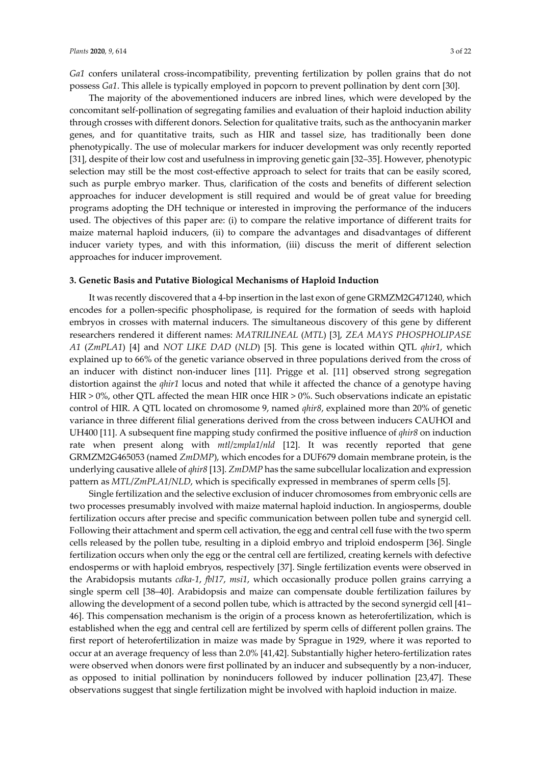*Ga1* confers unilateral cross-incompatibility, preventing fertilization by pollen grains that do not possess *Ga1*. This allele is typically employed in popcorn to prevent pollination by dent corn [30].

The majority of the abovementioned inducers are inbred lines, which were developed by the concomitant self-pollination of segregating families and evaluation of their haploid induction ability through crosses with different donors. Selection for qualitative traits, such as the anthocyanin marker genes, and for quantitative traits, such as HIR and tassel size, has traditionally been done phenotypically. The use of molecular markers for inducer development was only recently reported [31], despite of their low cost and usefulness in improving genetic gain [32–35]. However, phenotypic selection may still be the most cost-effective approach to select for traits that can be easily scored, such as purple embryo marker. Thus, clarification of the costs and benefits of different selection approaches for inducer development is still required and would be of great value for breeding programs adopting the DH technique or interested in improving the performance of the inducers used. The objectives of this paper are: (i) to compare the relative importance of different traits for maize maternal haploid inducers, (ii) to compare the advantages and disadvantages of different inducer variety types, and with this information, (iii) discuss the merit of different selection approaches for inducer improvement.

## 3. Genetic Basis and Putative Biological Mechanisms of Haploid Induction

It was recently discovered that a 4-bp insertion in the last exon of gene GRMZM2G471240, which encodes for a pollen-specific phospholipase, is required for the formation of seeds with haploid embryos in crosses with maternal inducers. The simultaneous discovery of this gene by different researchers rendered it different names: *MATRILINEAL* (*MTL*) [3], *ZEA MAYS PHOSPHOLIPASE A1* (*ZmPLA1*) [4] and *NOT LIKE DAD* (*NLD*) [5]. This gene is located within QTL *qhir1*, which explained up to 66% of the genetic variance observed in three populations derived from the cross of an inducer with distinct non-inducer lines [11]. Prigge et al. [11] observed strong segregation distortion against the *qhir1* locus and noted that while it affected the chance of a genotype having HIR > 0%, other QTL affected the mean HIR once HIR > 0%. Such observations indicate an epistatic control of HIR. A QTL located on chromosome 9, named *qhir8*, explained more than 20% of genetic variance in three different filial generations derived from the cross between inducers CAUHOI and UH400 [11]. A subsequent fine mapping study confirmed the positive influence of *qhir8* on induction rate when present along with *mtl*/*zmpla1*/*nld* [12]. It was recently reported that gene GRMZM2G465053 (named *ZmDMP*), which encodes for a DUF679 domain membrane protein, is the underlying causative allele of *qhir8* [13]. *ZmDMP* has the same subcellular localization and expression pattern as *MTL*/*ZmPLA1*/*NLD*, which is specifically expressed in membranes of sperm cells [5].

Single fertilization and the selective exclusion of inducer chromosomes from embryonic cells are two processes presumably involved with maize maternal haploid induction. In angiosperms, double fertilization occurs after precise and specific communication between pollen tube and synergid cell. Following their attachment and sperm cell activation, the egg and central cell fuse with the two sperm cells released by the pollen tube, resulting in a diploid embryo and triploid endosperm [36]. Single fertilization occurs when only the egg or the central cell are fertilized, creating kernels with defective endosperms or with haploid embryos, respectively [37]. Single fertilization events were observed in the Arabidopsis mutants *cdka-1*, *fbl17*, *msi1*, which occasionally produce pollen grains carrying a single sperm cell [38–40]. Arabidopsis and maize can compensate double fertilization failures by allowing the development of a second pollen tube, which is attracted by the second synergid cell [41–46]. This compensation mechanism is the origin of a process known as heterofertilization, which is established when the egg and central cell are fertilized by sperm cells of different pollen grains. The first report of heterofertilization in maize was made by Sprague in 1929, where it was reported to occur at an average frequency of less than 2.0% [41,42]. Substantially higher hetero-fertilization rates were observed when donors were first pollinated by an inducer and subsequently by a non-inducer, as opposed to initial pollination by noninducers followed by inducer pollination [23,47]. These observations suggest that single fertilization might be involved with haploid induction in maize.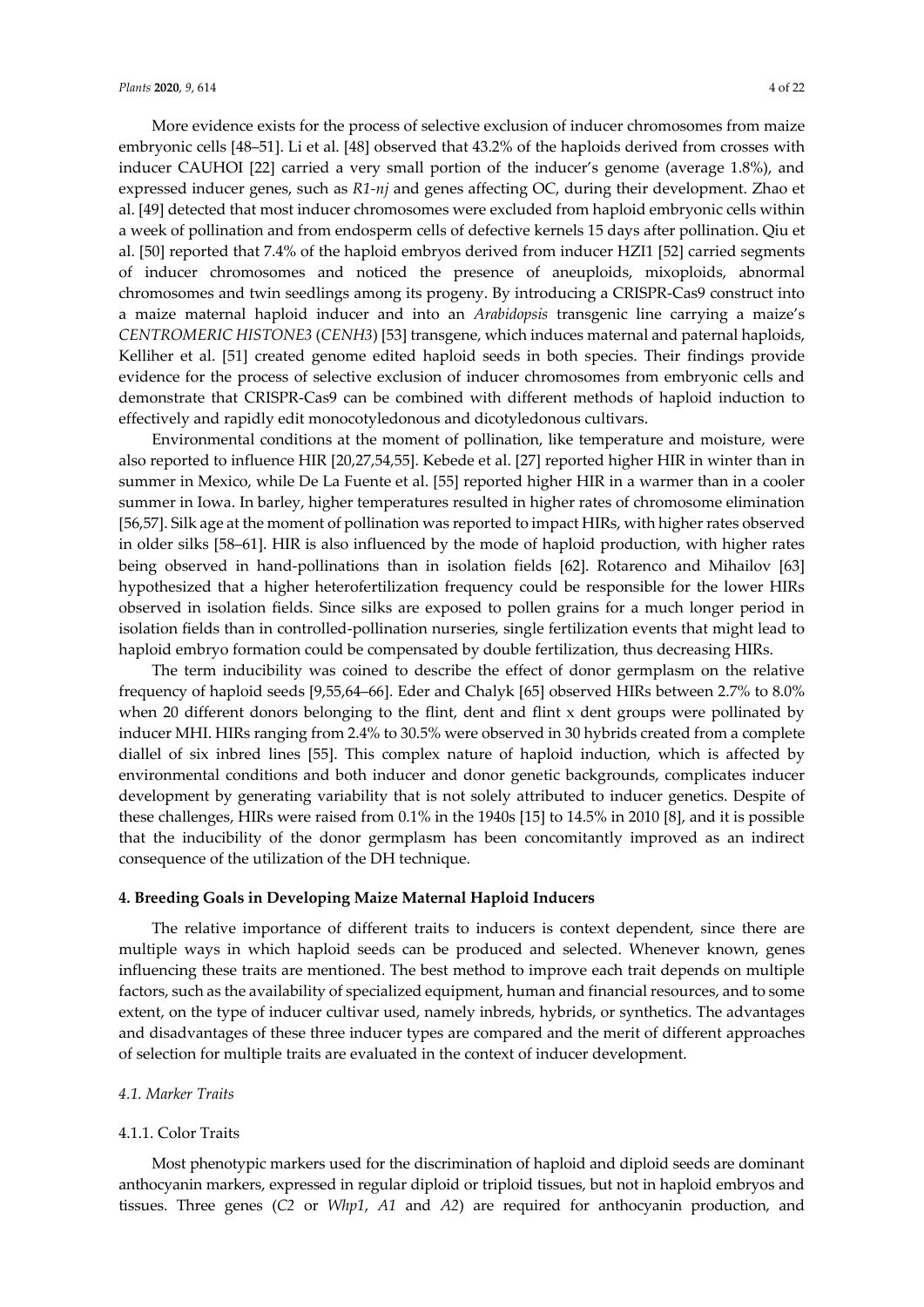More evidence exists for the process of selective exclusion of inducer chromosomes from maize embryonic cells [48–51]. Li et al. [48] observed that 43.2% of the haploids derived from crosses with inducer CAUHOI [22] carried a very small portion of the inducer's genome (average 1.8%), and expressed inducer genes, such as *R1-nj* and genes affecting OC, during their development. Zhao et al. [49] detected that most inducer chromosomes were excluded from haploid embryonic cells within a week of pollination and from endosperm cells of defective kernels 15 days after pollination. Qiu et al. [50] reported that 7.4% of the haploid embryos derived from inducer HZI1 [52] carried segments of inducer chromosomes and noticed the presence of aneuploids, mixoploids, abnormal chromosomes and twin seedlings among its progeny. By introducing a CRISPR-Cas9 construct into a maize maternal haploid inducer and into an *Arabidopsis* transgenic line carrying a maize's *CENTROMERIC HISTONE3* (*CENH3*) [53] transgene, which induces maternal and paternal haploids, Kelliher et al. [51] created genome edited haploid seeds in both species. Their findings provide evidence for the process of selective exclusion of inducer chromosomes from embryonic cells and demonstrate that CRISPR-Cas9 can be combined with different methods of haploid induction to effectively and rapidly edit monocotyledonous and dicotyledonous cultivars.

Environmental conditions at the moment of pollination, like temperature and moisture, were also reported to influence HIR [20,27,54,55]. Kebede et al. [27] reported higher HIR in winter than in summer in Mexico, while De La Fuente et al. [55] reported higher HIR in a warmer than in a cooler summer in Iowa. In barley, higher temperatures resulted in higher rates of chromosome elimination [56,57]. Silk age at the moment of pollination was reported to impact HIRs, with higher rates observed in older silks [58–61]. HIR is also influenced by the mode of haploid production, with higher rates being observed in hand-pollinations than in isolation fields [62]. Rotarenco and Mihailov [63] hypothesized that a higher heterofertilization frequency could be responsible for the lower HIRs observed in isolation fields. Since silks are exposed to pollen grains for a much longer period in isolation fields than in controlled-pollination nurseries, single fertilization events that might lead to haploid embryo formation could be compensated by double fertilization, thus decreasing HIRs.

The term inducibility was coined to describe the effect of donor germplasm on the relative frequency of haploid seeds [9,55,64–66]. Eder and Chalyk [65] observed HIRs between 2.7% to 8.0% when 20 different donors belonging to the flint, dent and flint x dent groups were pollinated by inducer MHI. HIRs ranging from 2.4% to 30.5% were observed in 30 hybrids created from a complete diallel of six inbred lines [55]. This complex nature of haploid induction, which is affected by environmental conditions and both inducer and donor genetic backgrounds, complicates inducer development by generating variability that is not solely attributed to inducer genetics. Despite of these challenges, HIRs were raised from 0.1% in the 1940s [15] to 14.5% in 2010 [8], and it is possible that the inducibility of the donor germplasm has been concomitantly improved as an indirect consequence of the utilization of the DH technique.

## 4. Breeding Goals in Developing Maize Maternal Haploid Inducers

The relative importance of different traits to inducers is context dependent, since there are multiple ways in which haploid seeds can be produced and selected. Whenever known, genes influencing these traits are mentioned. The best method to improve each trait depends on multiple factors, such as the availability of specialized equipment, human and financial resources, and to some extent, on the type of inducer cultivar used, namely inbreds, hybrids, or synthetics. The advantages and disadvantages of these three inducer types are compared and the merit of different approaches of selection for multiple traits are evaluated in the context of inducer development.

### *4.1. Marker Traits*

#### 4.1.1. Color Traits

Most phenotypic markers used for the discrimination of haploid and diploid seeds are dominant anthocyanin markers, expressed in regular diploid or triploid tissues, but not in haploid embryos and tissues. Three genes (*C2* or *Whp1*, *A1* and *A2*) are required for anthocyanin production, and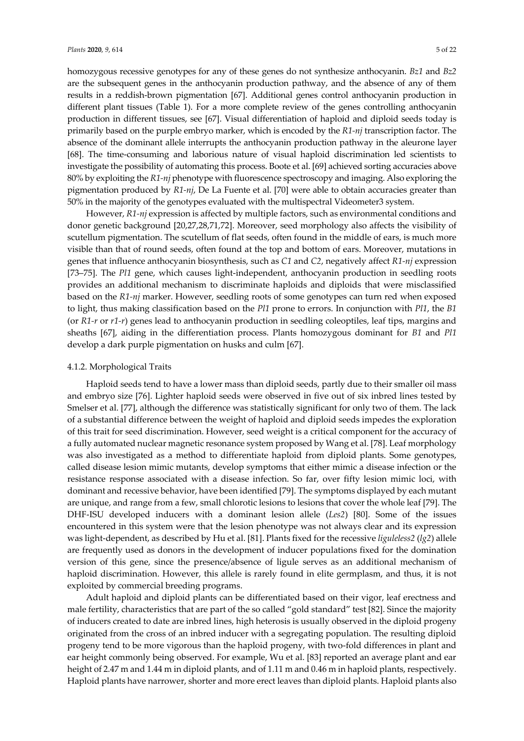homozygous recessive genotypes for any of these genes do not synthesize anthocyanin. *Bz1* and *Bz2* are the subsequent genes in the anthocyanin production pathway, and the absence of any of them results in a reddish-brown pigmentation [67]. Additional genes control anthocyanin production in different plant tissues (Table 1). For a more complete review of the genes controlling anthocyanin production in different tissues, see [67]. Visual differentiation of haploid and diploid seeds today is primarily based on the purple embryo marker, which is encoded by the *R1-nj* transcription factor. The absence of the dominant allele interrupts the anthocyanin production pathway in the aleurone layer [68]. The time-consuming and laborious nature of visual haploid discrimination led scientists to investigate the possibility of automating this process. Boote et al. [69] achieved sorting accuracies above 80% by exploiting the *R1-nj* phenotype with fluorescence spectroscopy and imaging. Also exploring the pigmentation produced by *R1-nj*, De La Fuente et al. [70] were able to obtain accuracies greater than 50% in the majority of the genotypes evaluated with the multispectral Videometer3 system.

However, *R1-nj* expression is affected by multiple factors, such as environmental conditions and donor genetic background [20,27,28,71,72]. Moreover, seed morphology also affects the visibility of scutellum pigmentation. The scutellum of flat seeds, often found in the middle of ears, is much more visible than that of round seeds, often found at the top and bottom of ears. Moreover, mutations in genes that influence anthocyanin biosynthesis, such as *C1* and *C2*, negatively affect *R1-nj* expression [73–75]. The *Pl1* gene, which causes light-independent, anthocyanin production in seedling roots provides an additional mechanism to discriminate haploids and diploids that were misclassified based on the *R1-nj* marker. However, seedling roots of some genotypes can turn red when exposed to light, thus making classification based on the *Pl1* prone to errors. In conjunction with *Pl1*, the *B1* (or *R1-r* or *r1-r*) genes lead to anthocyanin production in seedling coleoptiles, leaf tips, margins and sheaths [67], aiding in the differentiation process. Plants homozygous dominant for *B1* and *Pl1* develop a dark purple pigmentation on husks and culm [67].

#### 4.1.2. Morphological Traits

Haploid seeds tend to have a lower mass than diploid seeds, partly due to their smaller oil mass and embryo size [76]. Lighter haploid seeds were observed in five out of six inbred lines tested by Smelser et al. [77], although the difference was statistically significant for only two of them. The lack of a substantial difference between the weight of haploid and diploid seeds impedes the exploration of this trait for seed discrimination. However, seed weight is a critical component for the accuracy of a fully automated nuclear magnetic resonance system proposed by Wang et al. [78]. Leaf morphology was also investigated as a method to differentiate haploid from diploid plants. Some genotypes, called disease lesion mimic mutants, develop symptoms that either mimic a disease infection or the resistance response associated with a disease infection. So far, over fifty lesion mimic loci, with dominant and recessive behavior, have been identified [79]. The symptoms displayed by each mutant are unique, and range from a few, small chlorotic lesions to lesions that cover the whole leaf [79]. The DHF-ISU developed inducers with a dominant lesion allele (*Les2*) [80]. Some of the issues encountered in this system were that the lesion phenotype was not always clear and its expression was light-dependent, as described by Hu et al. [81]. Plants fixed for the recessive *liguleless2* (*lg2*) allele are frequently used as donors in the development of inducer populations fixed for the domination version of this gene, since the presence/absence of ligule serves as an additional mechanism of haploid discrimination. However, this allele is rarely found in elite germplasm, and thus, it is not exploited by commercial breeding programs.

Adult haploid and diploid plants can be differentiated based on their vigor, leaf erectness and male fertility, characteristics that are part of the so called "gold standard" test [82]. Since the majority of inducers created to date are inbred lines, high heterosis is usually observed in the diploid progeny originated from the cross of an inbred inducer with a segregating population. The resulting diploid progeny tend to be more vigorous than the haploid progeny, with two-fold differences in plant and ear height commonly being observed. For example, Wu et al. [83] reported an average plant and ear height of 2.47 m and 1.44 m in diploid plants, and of 1.11 m and 0.46 m in haploid plants, respectively. Haploid plants have narrower, shorter and more erect leaves than diploid plants. Haploid plants also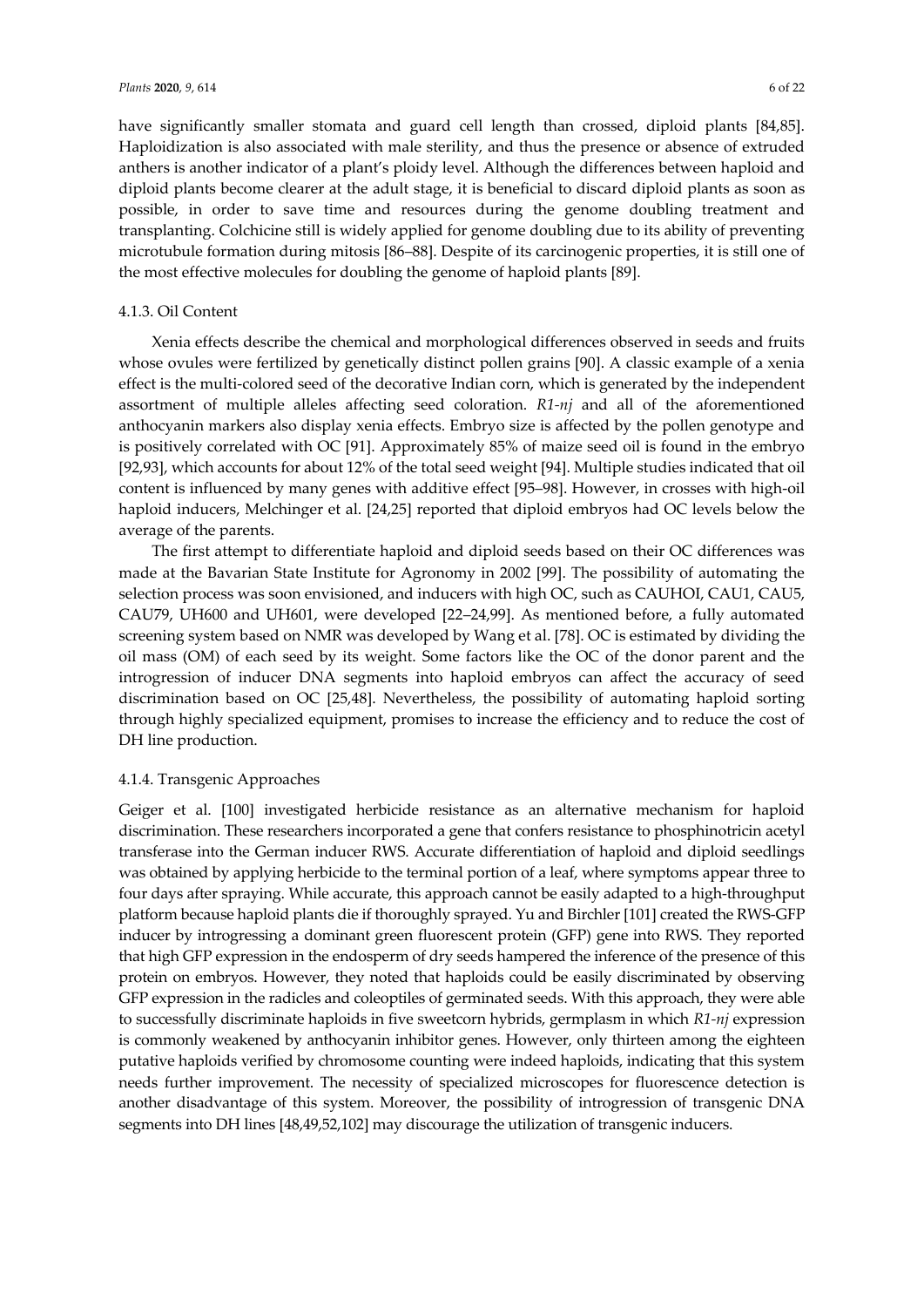have significantly smaller stomata and guard cell length than crossed, diploid plants [84,85]. Haploidization is also associated with male sterility, and thus the presence or absence of extruded anthers is another indicator of a plant's ploidy level. Although the differences between haploid and diploid plants become clearer at the adult stage, it is beneficial to discard diploid plants as soon as possible, in order to save time and resources during the genome doubling treatment and transplanting. Colchicine still is widely applied for genome doubling due to its ability of preventing microtubule formation during mitosis [86–88]. Despite of its carcinogenic properties, it is still one of the most effective molecules for doubling the genome of haploid plants [89].

#### 4.1.3. Oil Content

Xenia effects describe the chemical and morphological differences observed in seeds and fruits whose ovules were fertilized by genetically distinct pollen grains [90]. A classic example of a xenia effect is the multi-colored seed of the decorative Indian corn, which is generated by the independent assortment of multiple alleles affecting seed coloration. *R1-nj* and all of the aforementioned anthocyanin markers also display xenia effects. Embryo size is affected by the pollen genotype and is positively correlated with OC [91]. Approximately 85% of maize seed oil is found in the embryo [92,93], which accounts for about 12% of the total seed weight [94]. Multiple studies indicated that oil content is influenced by many genes with additive effect [95–98]. However, in crosses with high-oil haploid inducers, Melchinger et al. [24,25] reported that diploid embryos had OC levels below the average of the parents.

The first attempt to differentiate haploid and diploid seeds based on their OC differences was made at the Bavarian State Institute for Agronomy in 2002 [99]. The possibility of automating the selection process was soon envisioned, and inducers with high OC, such as CAUHOI, CAU1, CAU5, CAU79, UH600 and UH601, were developed [22–24,99]. As mentioned before, a fully automated screening system based on NMR was developed by Wang et al. [78]. OC is estimated by dividing the oil mass (OM) of each seed by its weight. Some factors like the OC of the donor parent and the introgression of inducer DNA segments into haploid embryos can affect the accuracy of seed discrimination based on OC [25,48]. Nevertheless, the possibility of automating haploid sorting through highly specialized equipment, promises to increase the efficiency and to reduce the cost of DH line production.

#### 4.1.4. Transgenic Approaches

Geiger et al. [100] investigated herbicide resistance as an alternative mechanism for haploid discrimination. These researchers incorporated a gene that confers resistance to phosphinotricin acetyl transferase into the German inducer RWS. Accurate differentiation of haploid and diploid seedlings was obtained by applying herbicide to the terminal portion of a leaf, where symptoms appear three to four days after spraying. While accurate, this approach cannot be easily adapted to a high-throughput platform because haploid plants die if thoroughly sprayed. Yu and Birchler [101] created the RWS-GFP inducer by introgressing a dominant green fluorescent protein (GFP) gene into RWS. They reported that high GFP expression in the endosperm of dry seeds hampered the inference of the presence of this protein on embryos. However, they noted that haploids could be easily discriminated by observing GFP expression in the radicles and coleoptiles of germinated seeds. With this approach, they were able to successfully discriminate haploids in five sweetcorn hybrids, germplasm in which *R1-nj* expression is commonly weakened by anthocyanin inhibitor genes. However, only thirteen among the eighteen putative haploids verified by chromosome counting were indeed haploids, indicating that this system needs further improvement. The necessity of specialized microscopes for fluorescence detection is another disadvantage of this system. Moreover, the possibility of introgression of transgenic DNA segments into DH lines [48,49,52,102] may discourage the utilization of transgenic inducers.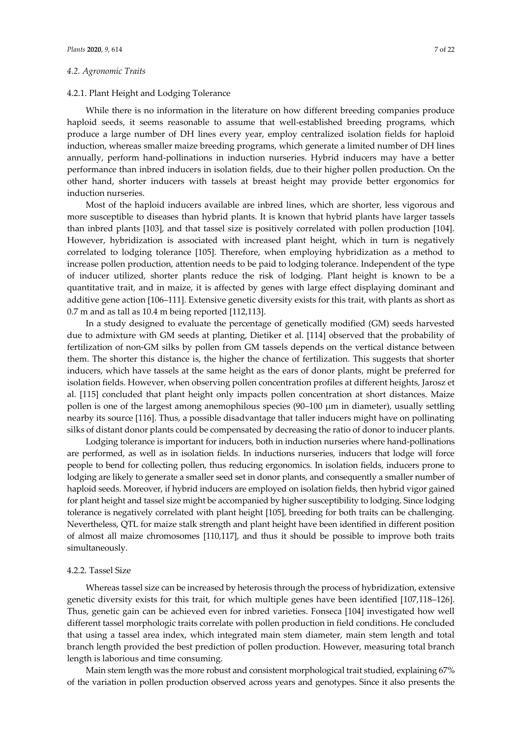### 4.2. Agronomic Traits

#### 4.2.1. Plant Height and Lodging Tolerance

While there is no information in the literature on how different breeding companies produce haploid seeds, it seems reasonable to assume that well-established breeding programs, which produce a large number of DH lines every year, employ centralized isolation fields for haploid induction, whereas smaller maize breeding programs, which generate a limited number of DH lines annually, perform hand-pollinations in induction nurseries. Hybrid inducers may have a better performance than inbred inducers in isolation fields, due to their higher pollen production. On the other hand, shorter inducers with tassels at breast height may provide better ergonomics for induction nurseries.

Most of the haploid inducers available are inbred lines, which are shorter, less vigorous and more susceptible to diseases than hybrid plants. It is known that hybrid plants have larger tassels than inbred plants [103], and that tassel size is positively correlated with pollen production [104]. However, hybridization is associated with increased plant height, which in turn is negatively correlated to lodging tolerance [105]. Therefore, when employing hybridization as a method to increase pollen production, attention needs to be paid to lodging tolerance. Independent of the type of inducer utilized, shorter plants reduce the risk of lodging. Plant height is known to be a quantitative trait, and in maize, it is affected by genes with large effect displaying dominant and additive gene action [106–111]. Extensive genetic diversity exists for this trait, with plants as short as 0.7 m and as tall as 10.4 m being reported [112,113].

In a study designed to evaluate the percentage of genetically modified (GM) seeds harvested due to admixture with GM seeds at planting, Dietiker et al. [114] observed that the probability of fertilization of non-GM silks by pollen from GM tassels depends on the vertical distance between them. The shorter this distance is, the higher the chance of fertilization. This suggests that shorter inducers, which have tassels at the same height as the ears of donor plants, might be preferred for isolation fields. However, when observing pollen concentration profiles at different heights, Jarosz et al. [115] concluded that plant height only impacts pollen concentration at short distances. Maize pollen is one of the largest among anemophilous species (90–100 μm in diameter), usually settling nearby its source [116]. Thus, a possible disadvantage that taller inducers might have on pollinating silks of distant donor plants could be compensated by decreasing the ratio of donor to inducer plants.

Lodging tolerance is important for inducers, both in induction nurseries where hand-pollinations are performed, as well as in isolation fields. In inductions nurseries, inducers that lodge will force people to bend for collecting pollen, thus reducing ergonomics. In isolation fields, inducers prone to lodging are likely to generate a smaller seed set in donor plants, and consequently a smaller number of haploid seeds. Moreover, if hybrid inducers are employed on isolation fields, then hybrid vigor gained for plant height and tassel size might be accompanied by higher susceptibility to lodging. Since lodging tolerance is negatively correlated with plant height [105], breeding for both traits can be challenging. Nevertheless, QTL for maize stalk strength and plant height have been identified in different position of almost all maize chromosomes [110,117], and thus it should be possible to improve both traits simultaneously.

#### 4.2.2. Tassel Size

Whereas tassel size can be increased by heterosis through the process of hybridization, extensive genetic diversity exists for this trait, for which multiple genes have been identified [107,118–126]. Thus, genetic gain can be achieved even for inbred varieties. Fonseca [104] investigated how well different tassel morphologic traits correlate with pollen production in field conditions. He concluded that using a tassel area index, which integrated main stem diameter, main stem length and total branch length provided the best prediction of pollen production. However, measuring total branch length is laborious and time consuming.

Main stem length was the more robust and consistent morphological trait studied, explaining 67% of the variation in pollen production observed across years and genotypes. Since it also presents the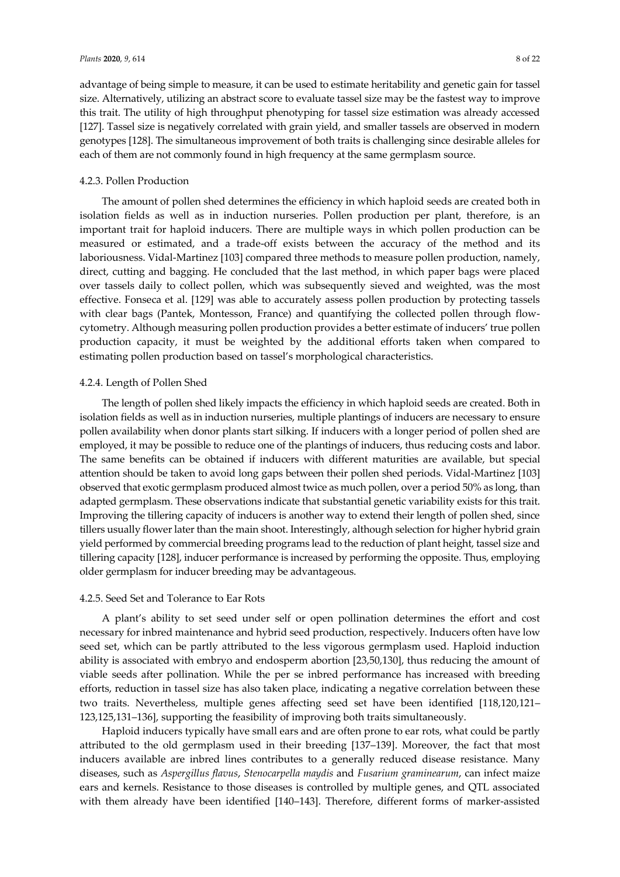advantage of being simple to measure, it can be used to estimate heritability and genetic gain for tassel size. Alternatively, utilizing an abstract score to evaluate tassel size may be the fastest way to improve this trait. The utility of high throughput phenotyping for tassel size estimation was already accessed [127]. Tassel size is negatively correlated with grain yield, and smaller tassels are observed in modern genotypes [128]. The simultaneous improvement of both traits is challenging since desirable alleles for each of them are not commonly found in high frequency at the same germplasm source.

#### 4.2.3. Pollen Production

The amount of pollen shed determines the efficiency in which haploid seeds are created both in isolation fields as well as in induction nurseries. Pollen production per plant, therefore, is an important trait for haploid inducers. There are multiple ways in which pollen production can be measured or estimated, and a trade-off exists between the accuracy of the method and its laboriousness. Vidal-Martinez [103] compared three methods to measure pollen production, namely, direct, cutting and bagging. He concluded that the last method, in which paper bags were placed over tassels daily to collect pollen, which was subsequently sieved and weighted, was the most effective. Fonseca et al. [129] was able to accurately assess pollen production by protecting tassels with clear bags (Pantek, Montesson, France) and quantifying the collected pollen through flow-cytometry. Although measuring pollen production provides a better estimate of inducers' true pollen production capacity, it must be weighted by the additional efforts taken when compared to estimating pollen production based on tassel's morphological characteristics.

#### 4.2.4. Length of Pollen Shed

The length of pollen shed likely impacts the efficiency in which haploid seeds are created. Both in isolation fields as well as in induction nurseries, multiple plantings of inducers are necessary to ensure pollen availability when donor plants start silking. If inducers with a longer period of pollen shed are employed, it may be possible to reduce one of the plantings of inducers, thus reducing costs and labor. The same benefits can be obtained if inducers with different maturities are available, but special attention should be taken to avoid long gaps between their pollen shed periods. Vidal-Martinez [103] observed that exotic germplasm produced almost twice as much pollen, over a period 50% as long, than adapted germplasm. These observations indicate that substantial genetic variability exists for this trait. Improving the tillering capacity of inducers is another way to extend their length of pollen shed, since tillers usually flower later than the main shoot. Interestingly, although selection for higher hybrid grain yield performed by commercial breeding programs lead to the reduction of plant height, tassel size and tillering capacity [128], inducer performance is increased by performing the opposite. Thus, employing older germplasm for inducer breeding may be advantageous.

#### 4.2.5. Seed Set and Tolerance to Ear Rots

A plant's ability to set seed under self or open pollination determines the effort and cost necessary for inbred maintenance and hybrid seed production, respectively. Inducers often have low seed set, which can be partly attributed to the less vigorous germplasm used. Haploid induction ability is associated with embryo and endosperm abortion [23,50,130], thus reducing the amount of viable seeds after pollination. While the per se inbred performance has increased with breeding efforts, reduction in tassel size has also taken place, indicating a negative correlation between these two traits. Nevertheless, multiple genes affecting seed set have been identified [118,120,121–123,125,131–136], supporting the feasibility of improving both traits simultaneously.

Haploid inducers typically have small ears and are often prone to ear rots, what could be partly attributed to the old germplasm used in their breeding [137–139]. Moreover, the fact that most inducers available are inbred lines contributes to a generally reduced disease resistance. Many diseases, such as *Aspergillus flavus*, *Stenocarpella maydis* and *Fusarium graminearum*, can infect maize ears and kernels. Resistance to those diseases is controlled by multiple genes, and QTL associated with them already have been identified [140–143]. Therefore, different forms of marker-assisted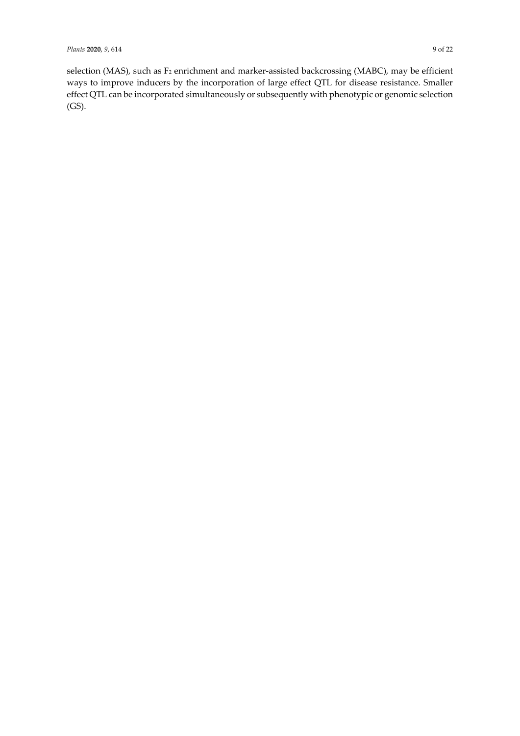selection (MAS), such as $F_2$ enrichment and marker-assisted backcrossing (MABC), may be efficient ways to improve inducers by the incorporation of large effect QTL for disease resistance. Smaller effect QTL can be incorporated simultaneously or subsequently with phenotypic or genomic selection (GS).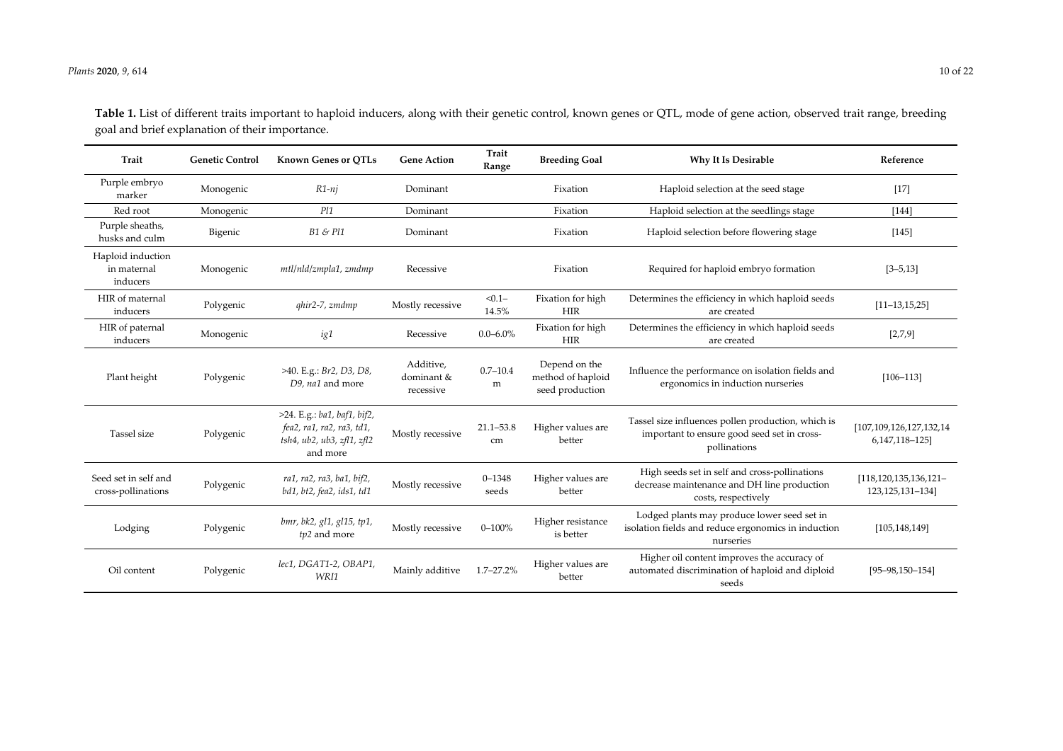**Table 1.** List of different traits important to haploid inducers, along with their genetic control, known genes or QTL, mode of gene action, observed trait range, breeding goal and brief explanation of their importance.

| Trait | Genetic Control | Known Genes or QTLs | Gene Action | Trait Range | Breeding Goal | Why It Is Desirable | Reference |
|---|---|---|---|---|---|---|---|
| Purple embryo marker | Monogenic | *R1-nj* | Dominant | | Fixation | Haploid selection at the seed stage | [17] |
| Red root | Monogenic | *Pl1* | Dominant | | Fixation | Haploid selection at the seedlings stage | [144] |
| Purple sheaths, husks and culm | Bigenic | *B1 & Pl1* | Dominant | | Fixation | Haploid selection before flowering stage | [145] |
| Haploid induction in maternal inducers | Monogenic | *mtl/nld/zmpla1, zmdmp* | Recessive | | Fixation | Required for haploid embryo formation | [3–5,13] |
| HIR of maternal inducers | Polygenic | *qhir2-7, zmdmp* | Mostly recessive | <0.1–14.5% | Fixation for high HIR | Determines the efficiency in which haploid seeds are created | [11–13,15,25] |
| HIR of paternal inducers | Monogenic | *ig1* | Recessive | 0.0–6.0% | Fixation for high HIR | Determines the efficiency in which haploid seeds are created | [2,7,9] |
| Plant height | Polygenic | >40. E.g.: *Br2, D3, D8, D9, na1* and more | Additive, dominant & recessive | 0.7–10.4 m | Depend on the method of haploid seed production | Influence the performance on isolation fields and ergonomics in induction nurseries | [106–113] |
| Tassel size | Polygenic | >24. E.g.: *ba1, baf1, bif2, fea2, ra1, ra2, ra3, td1, tsh4, ub2, ub3, zfl1, zfl2* and more | Mostly recessive | 21.1–53.8 cm | Higher values are better | Tassel size influences pollen production, which is important to ensure good seed set in cross-pollinations | [107,109,126,127,132,146,147,118–125] |
| Seed set in self and cross-pollinations | Polygenic | *ra1, ra2, ra3, ba1, bif2, bd1, bt2, fea2, ids1, td1* | Mostly recessive | 0–1348 seeds | Higher values are better | High seeds set in self and cross-pollinations decrease maintenance and DH line production costs, respectively | [118,120,135,136,121–123,125,131–134] |
| Lodging | Polygenic | *bmr, bk2, gl1, gl15, tp1, tp2* and more | Mostly recessive | 0–100% | Higher resistance is better | Lodged plants may produce lower seed set in isolation fields and reduce ergonomics in induction nurseries | [105,148,149] |
| Oil content | Polygenic | *lec1, DGAT1-2, OBAP1, WRI1* | Mainly additive | 1.7–27.2% | Higher values are better | Higher oil content improves the accuracy of automated discrimination of haploid and diploid seeds | [95–98,150–154] |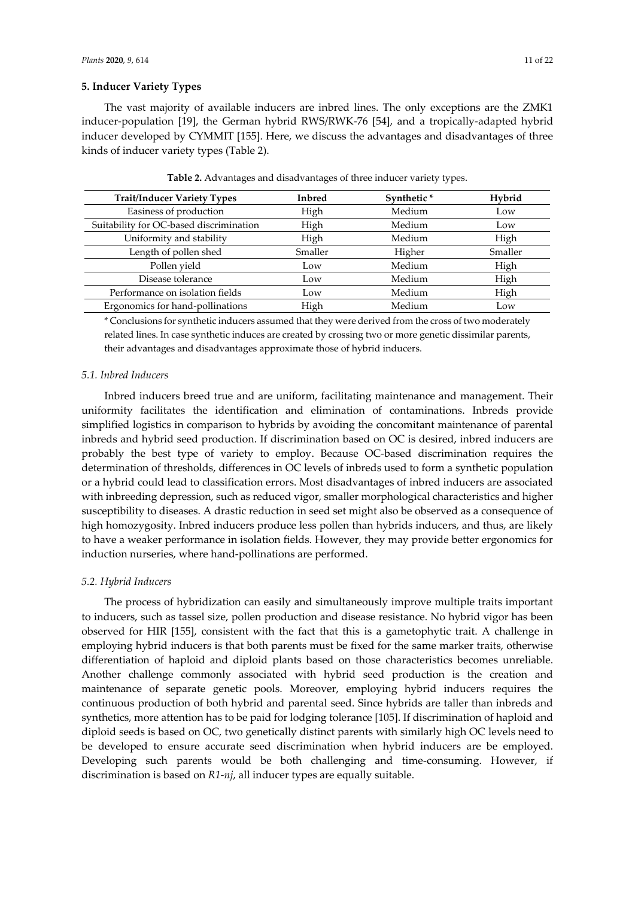## 5. Inducer Variety Types

The vast majority of available inducers are inbred lines. The only exceptions are the ZMK1 inducer-population [19], the German hybrid RWS/RWK-76 [54], and a tropically-adapted hybrid inducer developed by CYMMIT [155]. Here, we discuss the advantages and disadvantages of three kinds of inducer variety types (Table 2).

**Table 2.** Advantages and disadvantages of three inducer variety types.

| Trait/Inducer Variety Types | Inbred | Synthetic * | Hybrid |
|---|---|---|---|
| Easiness of production | High | Medium | Low |
| Suitability for OC-based discrimination | High | Medium | Low |
| Uniformity and stability | High | Medium | High |
| Length of pollen shed | Smaller | Higher | Smaller |
| Pollen yield | Low | Medium | High |
| Disease tolerance | Low | Medium | High |
| Performance on isolation fields | Low | Medium | High |
| Ergonomics for hand-pollinations | High | Medium | Low |

* Conclusions for synthetic inducers assumed that they were derived from the cross of two moderately related lines. In case synthetic induces are created by crossing two or more genetic dissimilar parents, their advantages and disadvantages approximate those of hybrid inducers.

### 5.1. Inbred Inducers

Inbred inducers breed true and are uniform, facilitating maintenance and management. Their uniformity facilitates the identification and elimination of contaminations. Inbreds provide simplified logistics in comparison to hybrids by avoiding the concomitant maintenance of parental inbreds and hybrid seed production. If discrimination based on OC is desired, inbred inducers are probably the best type of variety to employ. Because OC-based discrimination requires the determination of thresholds, differences in OC levels of inbreds used to form a synthetic population or a hybrid could lead to classification errors. Most disadvantages of inbred inducers are associated with inbreeding depression, such as reduced vigor, smaller morphological characteristics and higher susceptibility to diseases. A drastic reduction in seed set might also be observed as a consequence of high homozygosity. Inbred inducers produce less pollen than hybrids inducers, and thus, are likely to have a weaker performance in isolation fields. However, they may provide better ergonomics for induction nurseries, where hand-pollinations are performed.

### 5.2. Hybrid Inducers

The process of hybridization can easily and simultaneously improve multiple traits important to inducers, such as tassel size, pollen production and disease resistance. No hybrid vigor has been observed for HIR [155], consistent with the fact that this is a gametophytic trait. A challenge in employing hybrid inducers is that both parents must be fixed for the same marker traits, otherwise differentiation of haploid and diploid plants based on those characteristics becomes unreliable. Another challenge commonly associated with hybrid seed production is the creation and maintenance of separate genetic pools. Moreover, employing hybrid inducers requires the continuous production of both hybrid and parental seed. Since hybrids are taller than inbreds and synthetics, more attention has to be paid for lodging tolerance [105]. If discrimination of haploid and diploid seeds is based on OC, two genetically distinct parents with similarly high OC levels need to be developed to ensure accurate seed discrimination when hybrid inducers are be employed. Developing such parents would be both challenging and time-consuming. However, if discrimination is based on *R1-nj*, all inducer types are equally suitable.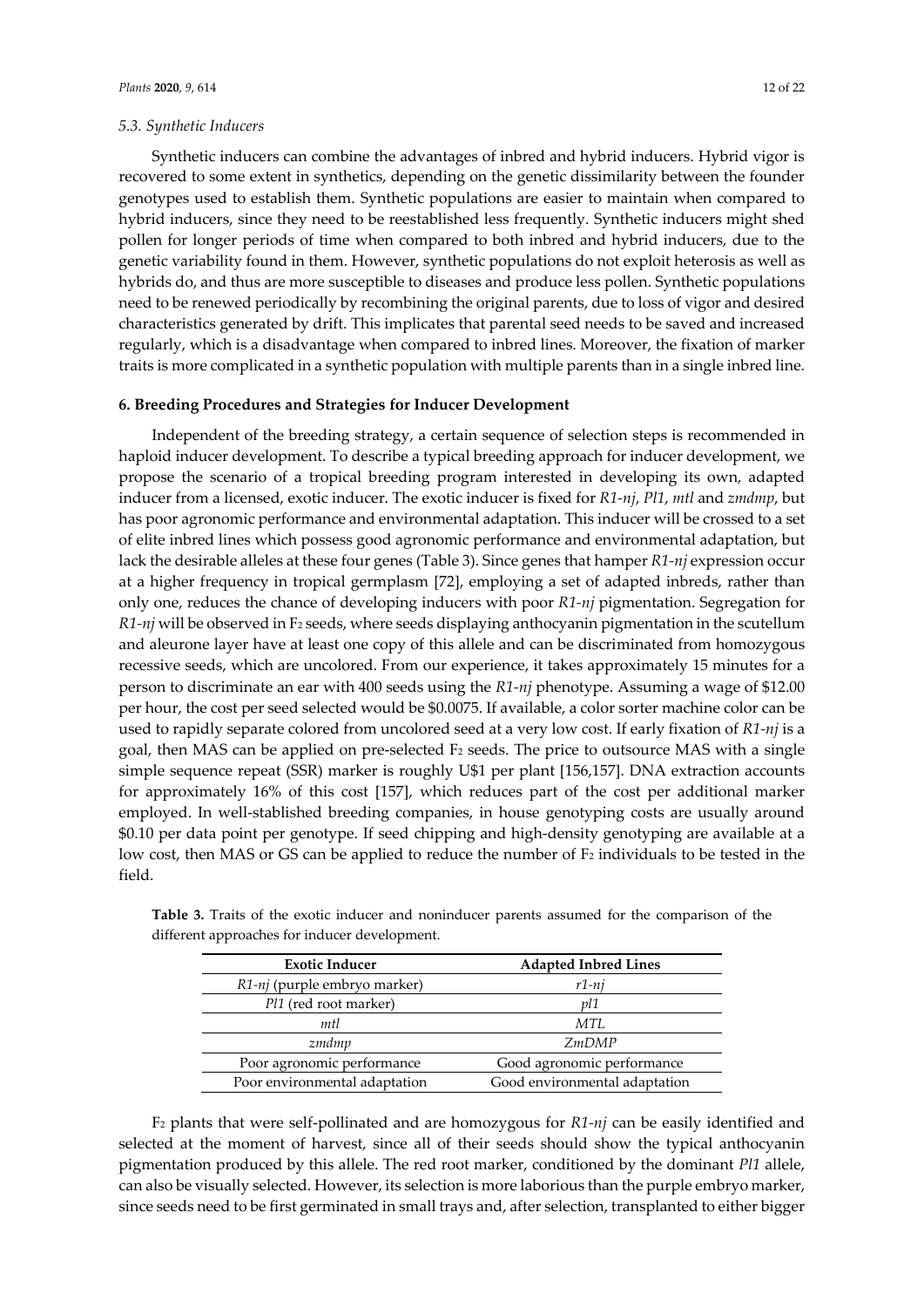### 5.3. Synthetic Inducers

Synthetic inducers can combine the advantages of inbred and hybrid inducers. Hybrid vigor is recovered to some extent in synthetics, depending on the genetic dissimilarity between the founder genotypes used to establish them. Synthetic populations are easier to maintain when compared to hybrid inducers, since they need to be reestablished less frequently. Synthetic inducers might shed pollen for longer periods of time when compared to both inbred and hybrid inducers, due to the genetic variability found in them. However, synthetic populations do not exploit heterosis as well as hybrids do, and thus are more susceptible to diseases and produce less pollen. Synthetic populations need to be renewed periodically by recombining the original parents, due to loss of vigor and desired characteristics generated by drift. This implicates that parental seed needs to be saved and increased regularly, which is a disadvantage when compared to inbred lines. Moreover, the fixation of marker traits is more complicated in a synthetic population with multiple parents than in a single inbred line.

## 6. Breeding Procedures and Strategies for Inducer Development

Independent of the breeding strategy, a certain sequence of selection steps is recommended in haploid inducer development. To describe a typical breeding approach for inducer development, we propose the scenario of a tropical breeding program interested in developing its own, adapted inducer from a licensed, exotic inducer. The exotic inducer is fixed for *R1-nj*, *Pl1*, *mtl* and *zmdmp*, but has poor agronomic performance and environmental adaptation. This inducer will be crossed to a set of elite inbred lines which possess good agronomic performance and environmental adaptation, but lack the desirable alleles at these four genes (Table 3). Since genes that hamper *R1-nj* expression occur at a higher frequency in tropical germplasm [72], employing a set of adapted inbreds, rather than only one, reduces the chance of developing inducers with poor *R1-nj* pigmentation. Segregation for *R1-nj* will be observed in $F_2$ seeds, where seeds displaying anthocyanin pigmentation in the scutellum and aleurone layer have at least one copy of this allele and can be discriminated from homozygous recessive seeds, which are uncolored. From our experience, it takes approximately 15 minutes for a person to discriminate an ear with 400 seeds using the *R1-nj* phenotype. Assuming a wage of $12.00 per hour, the cost per seed selected would be $0.0075. If available, a color sorter machine color can be used to rapidly separate colored from uncolored seed at a very low cost. If early fixation of *R1-nj* is a goal, then MAS can be applied on pre-selected $F_2$ seeds. The price to outsource MAS with a single simple sequence repeat (SSR) marker is roughly U$1 per plant [156,157]. DNA extraction accounts for approximately 16% of this cost [157], which reduces part of the cost per additional marker employed. In well-stablished breeding companies, in house genotyping costs are usually around $0.10 per data point per genotype. If seed chipping and high-density genotyping are available at a low cost, then MAS or GS can be applied to reduce the number of $F_2$ individuals to be tested in the field.

**Table 3.** Traits of the exotic inducer and noninducer parents assumed for the comparison of the different approaches for inducer development.

| Exotic Inducer | Adapted Inbred Lines |
|---|---|
| *R1-nj* (purple embryo marker) | *r1-nj* |
| *Pl1* (red root marker) | *pl1* |
| *mtl* | *MTL* |
| *zmdmp* | *ZmDMP* |
| Poor agronomic performance | Good agronomic performance |
| Poor environmental adaptation | Good environmental adaptation |

$F_2$ plants that were self-pollinated and are homozygous for *R1-nj* can be easily identified and selected at the moment of harvest, since all of their seeds should show the typical anthocyanin pigmentation produced by this allele. The red root marker, conditioned by the dominant *Pl1* allele, can also be visually selected. However, its selection is more laborious than the purple embryo marker, since seeds need to be first germinated in small trays and, after selection, transplanted to either bigger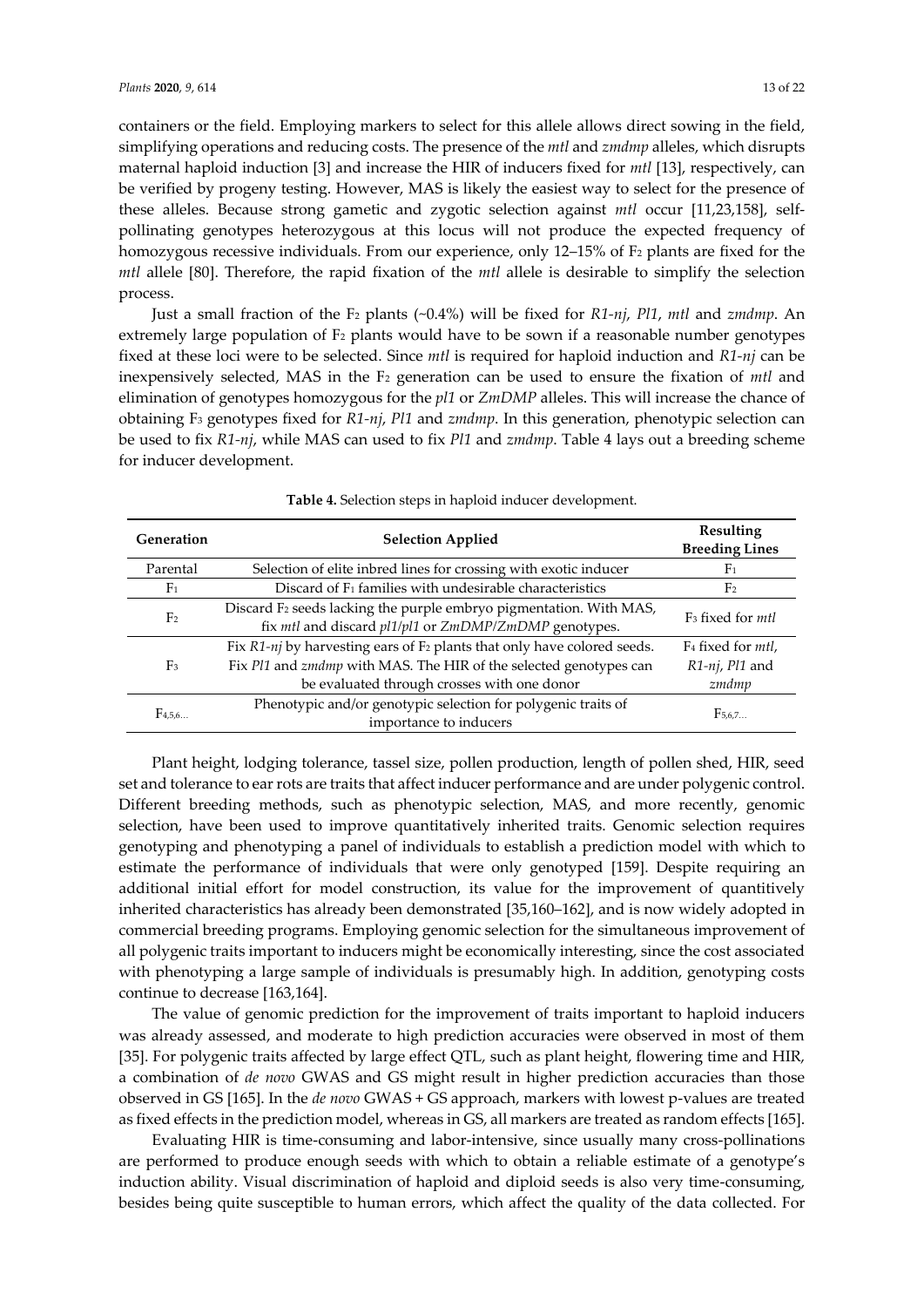containers or the field. Employing markers to select for this allele allows direct sowing in the field, simplifying operations and reducing costs. The presence of the *mtl* and *zmdmp* alleles, which disrupts maternal haploid induction [3] and increase the HIR of inducers fixed for *mtl* [13], respectively, can be verified by progeny testing. However, MAS is likely the easiest way to select for the presence of these alleles. Because strong gametic and zygotic selection against *mtl* occur [11,23,158], self-pollinating genotypes heterozygous at this locus will not produce the expected frequency of homozygous recessive individuals. From our experience, only 12–15% of $F_2$ plants are fixed for the *mtl* allele [80]. Therefore, the rapid fixation of the *mtl* allele is desirable to simplify the selection process.

Just a small fraction of the $F_2$ plants (~0.4%) will be fixed for *R1-nj*, *Pl1*, *mtl* and *zmdmp*. An extremely large population of $F_2$ plants would have to be sown if a reasonable number genotypes fixed at these loci were to be selected. Since *mtl* is required for haploid induction and *R1-nj* can be inexpensively selected, MAS in the $F_2$ generation can be used to ensure the fixation of *mtl* and elimination of genotypes homozygous for the *pl1* or *ZmDMP* alleles. This will increase the chance of obtaining $F_3$ genotypes fixed for *R1-nj*, *Pl1* and *zmdmp*. In this generation, phenotypic selection can be used to fix *R1-nj*, while MAS can used to fix *Pl1* and *zmdmp*. Table 4 lays out a breeding scheme for inducer development.

**Table 4.** Selection steps in haploid inducer development.

| Generation | Selection Applied | Resulting Breeding Lines |
|---|---|---|
| Parental | Selection of elite inbred lines for crossing with exotic inducer | $F_1$ |
| $F_1$ | Discard of $F_1$ families with undesirable characteristics | $F_2$ |
| $F_2$ | Discard $F_2$ seeds lacking the purple embryo pigmentation. With MAS, fix *mtl* and discard *pl1*/*pl1* or *ZmDMP*/*ZmDMP* genotypes. | $F_3$ fixed for *mtl* |
| $F_3$ | Fix *R1-nj* by harvesting ears of $F_2$ plants that only have colored seeds. Fix *Pl1* and *zmdmp* with MAS. The HIR of the selected genotypes can be evaluated through crosses with one donor | $F_4$ fixed for *mtl*, *R1-nj*, *Pl1* and *zmdmp* |
| $F_{4,5,6...}$ | Phenotypic and/or genotypic selection for polygenic traits of importance to inducers | $F_{5,6,7...}$ |

Plant height, lodging tolerance, tassel size, pollen production, length of pollen shed, HIR, seed set and tolerance to ear rots are traits that affect inducer performance and are under polygenic control. Different breeding methods, such as phenotypic selection, MAS, and more recently, genomic selection, have been used to improve quantitatively inherited traits. Genomic selection requires genotyping and phenotyping a panel of individuals to establish a prediction model with which to estimate the performance of individuals that were only genotyped [159]. Despite requiring an additional initial effort for model construction, its value for the improvement of quantitatively inherited characteristics has already been demonstrated [35,160–162], and is now widely adopted in commercial breeding programs. Employing genomic selection for the simultaneous improvement of all polygenic traits important to inducers might be economically interesting, since the cost associated with phenotyping a large sample of individuals is presumably high. In addition, genotyping costs continue to decrease [163,164].

The value of genomic prediction for the improvement of traits important to haploid inducers was already assessed, and moderate to high prediction accuracies were observed in most of them [35]. For polygenic traits affected by large effect QTL, such as plant height, flowering time and HIR, a combination of *de novo* GWAS and GS might result in higher prediction accuracies than those observed in GS [165]. In the *de novo* GWAS + GS approach, markers with lowest p-values are treated as fixed effects in the prediction model, whereas in GS, all markers are treated as random effects [165].

Evaluating HIR is time-consuming and labor-intensive, since usually many cross-pollinations are performed to produce enough seeds with which to obtain a reliable estimate of a genotype's induction ability. Visual discrimination of haploid and diploid seeds is also very time-consuming, besides being quite susceptible to human errors, which affect the quality of the data collected. For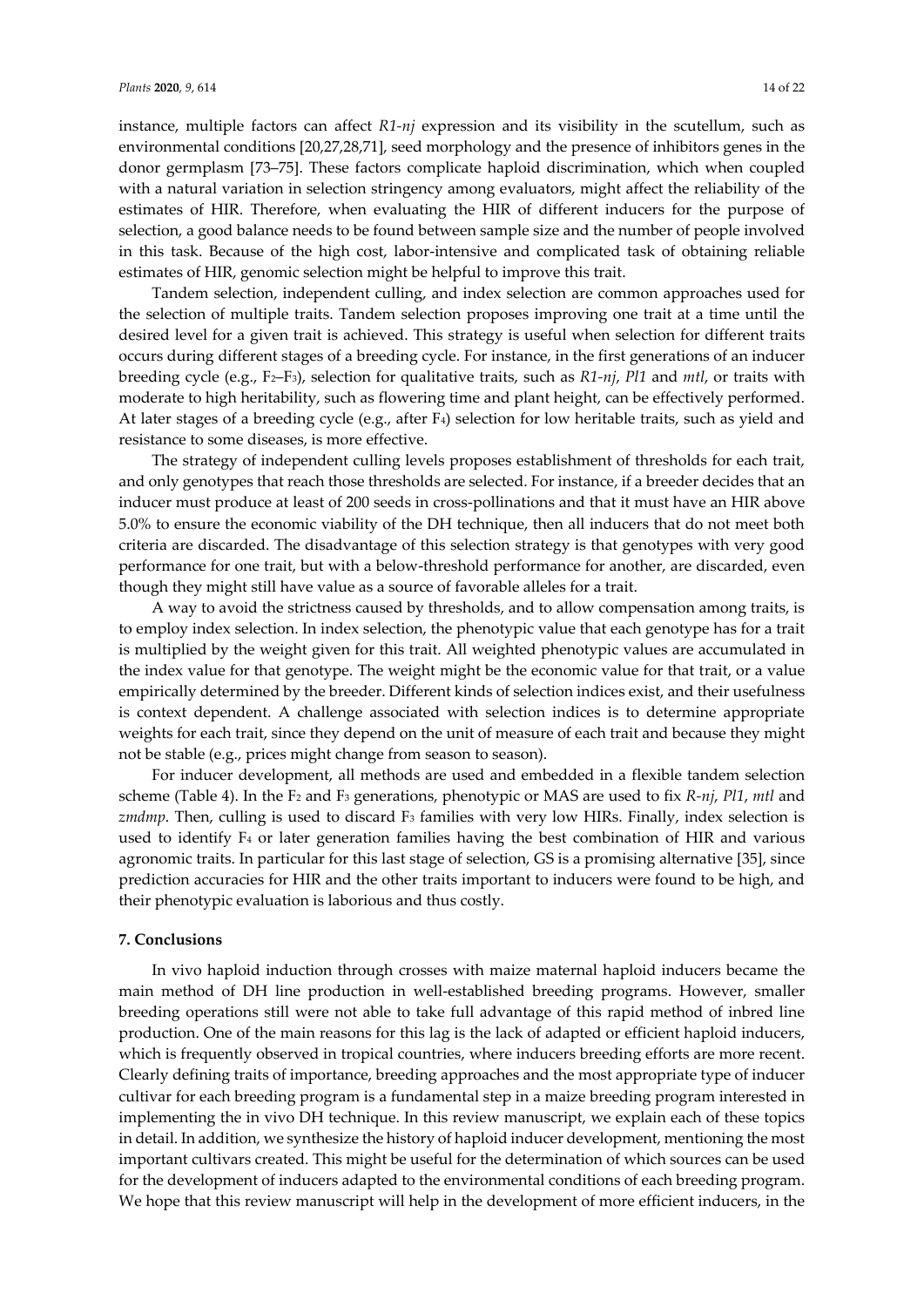instance, multiple factors can affect *R1-nj* expression and its visibility in the scutellum, such as environmental conditions [20,27,28,71], seed morphology and the presence of inhibitors genes in the donor germplasm [73–75]. These factors complicate haploid discrimination, which when coupled with a natural variation in selection stringency among evaluators, might affect the reliability of the estimates of HIR. Therefore, when evaluating the HIR of different inducers for the purpose of selection, a good balance needs to be found between sample size and the number of people involved in this task. Because of the high cost, labor-intensive and complicated task of obtaining reliable estimates of HIR, genomic selection might be helpful to improve this trait.

Tandem selection, independent culling, and index selection are common approaches used for the selection of multiple traits. Tandem selection proposes improving one trait at a time until the desired level for a given trait is achieved. This strategy is useful when selection for different traits occurs during different stages of a breeding cycle. For instance, in the first generations of an inducer breeding cycle (e.g., $F_2$–$F_3$), selection for qualitative traits, such as *R1-nj*, *Pl1* and *mtl*, or traits with moderate to high heritability, such as flowering time and plant height, can be effectively performed. At later stages of a breeding cycle (e.g., after $F_4$) selection for low heritable traits, such as yield and resistance to some diseases, is more effective.

The strategy of independent culling levels proposes establishment of thresholds for each trait, and only genotypes that reach those thresholds are selected. For instance, if a breeder decides that an inducer must produce at least of 200 seeds in cross-pollinations and that it must have an HIR above 5.0% to ensure the economic viability of the DH technique, then all inducers that do not meet both criteria are discarded. The disadvantage of this selection strategy is that genotypes with very good performance for one trait, but with a below-threshold performance for another, are discarded, even though they might still have value as a source of favorable alleles for a trait.

A way to avoid the strictness caused by thresholds, and to allow compensation among traits, is to employ index selection. In index selection, the phenotypic value that each genotype has for a trait is multiplied by the weight given for this trait. All weighted phenotypic values are accumulated in the index value for that genotype. The weight might be the economic value for that trait, or a value empirically determined by the breeder. Different kinds of selection indices exist, and their usefulness is context dependent. A challenge associated with selection indices is to determine appropriate weights for each trait, since they depend on the unit of measure of each trait and because they might not be stable (e.g., prices might change from season to season).

For inducer development, all methods are used and embedded in a flexible tandem selection scheme (Table 4). In the $F_2$ and $F_3$ generations, phenotypic or MAS are used to fix *R-nj*, *Pl1*, *mtl* and *zmdmp*. Then, culling is used to discard $F_3$ families with very low HIRs. Finally, index selection is used to identify $F_4$ or later generation families having the best combination of HIR and various agronomic traits. In particular for this last stage of selection, GS is a promising alternative [35], since prediction accuracies for HIR and the other traits important to inducers were found to be high, and their phenotypic evaluation is laborious and thus costly.

## 7. Conclusions

In vivo haploid induction through crosses with maize maternal haploid inducers became the main method of DH line production in well-established breeding programs. However, smaller breeding operations still were not able to take full advantage of this rapid method of inbred line production. One of the main reasons for this lag is the lack of adapted or efficient haploid inducers, which is frequently observed in tropical countries, where inducers breeding efforts are more recent. Clearly defining traits of importance, breeding approaches and the most appropriate type of inducer cultivar for each breeding program is a fundamental step in a maize breeding program interested in implementing the in vivo DH technique. In this review manuscript, we explain each of these topics in detail. In addition, we synthesize the history of haploid inducer development, mentioning the most important cultivars created. This might be useful for the determination of which sources can be used for the development of inducers adapted to the environmental conditions of each breeding program. We hope that this review manuscript will help in the development of more efficient inducers, in the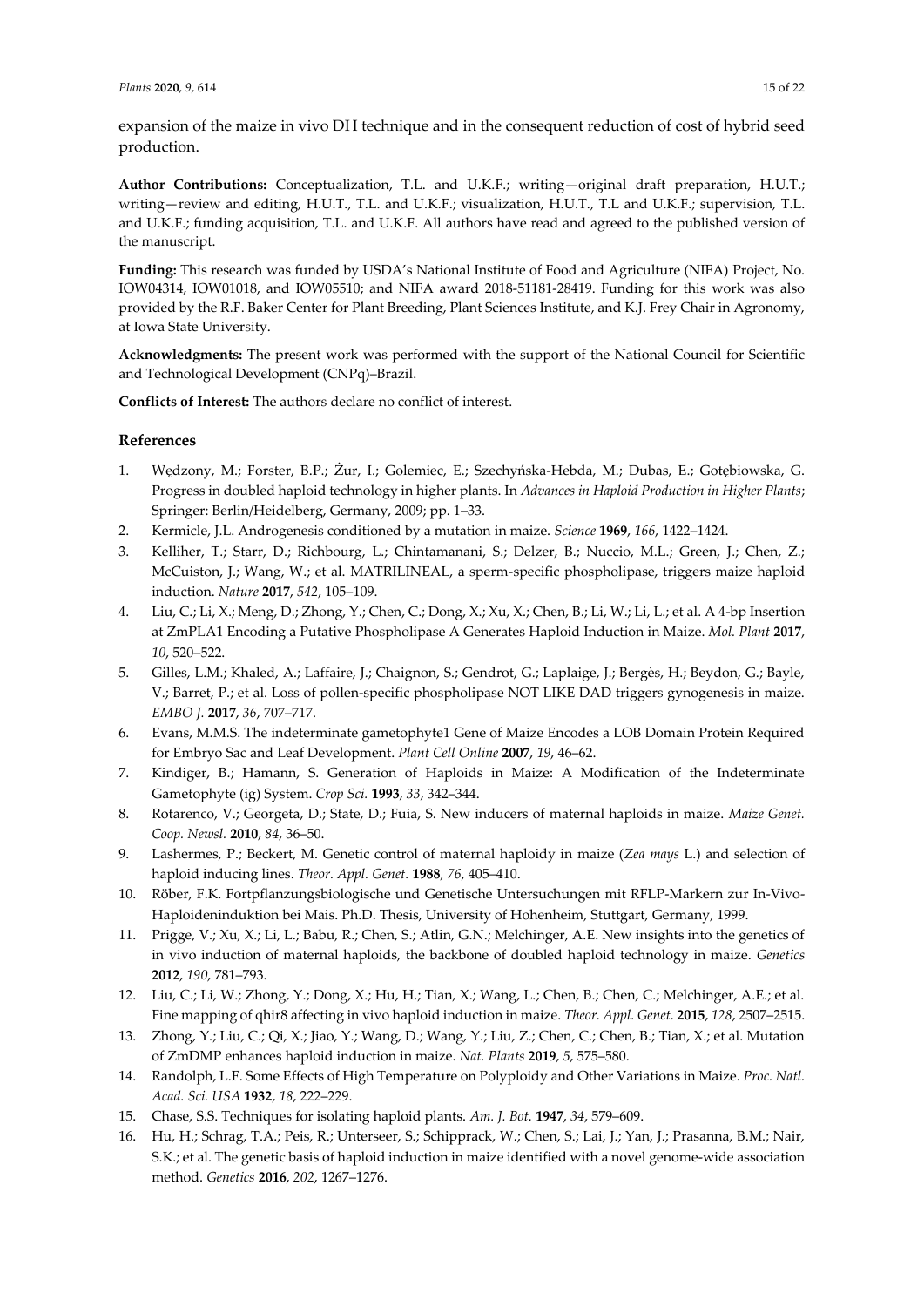expansion of the maize in vivo DH technique and in the consequent reduction of cost of hybrid seed production.

**Author Contributions:** Conceptualization, T.L. and U.K.F.; writing—original draft preparation, H.U.T.; writing—review and editing, H.U.T., T.L. and U.K.F.; visualization, H.U.T., T.L and U.K.F.; supervision, T.L. and U.K.F.; funding acquisition, T.L. and U.K.F. All authors have read and agreed to the published version of the manuscript.

**Funding:** This research was funded by USDA's National Institute of Food and Agriculture (NIFA) Project, No. IOW04314, IOW01018, and IOW05510; and NIFA award 2018-51181-28419. Funding for this work was also provided by the R.F. Baker Center for Plant Breeding, Plant Sciences Institute, and K.J. Frey Chair in Agronomy, at Iowa State University.

**Acknowledgments:** The present work was performed with the support of the National Council for Scientific and Technological Development (CNPq)–Brazil.

**Conflicts of Interest:** The authors declare no conflict of interest.

## References

1. Wędzony, M.; Forster, B.P.; Żur, I.; Golemiec, E.; Szechyńska-Hebda, M.; Dubas, E.; Gotębiowska, G. Progress in doubled haploid technology in higher plants. In *Advances in Haploid Production in Higher Plants*; Springer: Berlin/Heidelberg, Germany, 2009; pp. 1–33.
2. Kermicle, J.L. Androgenesis conditioned by a mutation in maize. *Science* **1969**, *166*, 1422–1424.
3. Kelliher, T.; Starr, D.; Richbourg, L.; Chintamanani, S.; Delzer, B.; Nuccio, M.L.; Green, J.; Chen, Z.; McCuiston, J.; Wang, W.; et al. MATRILINEAL, a sperm-specific phospholipase, triggers maize haploid induction. *Nature* **2017**, *542*, 105–109.
4. Liu, C.; Li, X.; Meng, D.; Zhong, Y.; Chen, C.; Dong, X.; Xu, X.; Chen, B.; Li, W.; Li, L.; et al. A 4-bp Insertion at ZmPLA1 Encoding a Putative Phospholipase A Generates Haploid Induction in Maize. *Mol. Plant* **2017**, *10*, 520–522.
5. Gilles, L.M.; Khaled, A.; Laffaire, J.; Chaignon, S.; Gendrot, G.; Laplaige, J.; Bergès, H.; Beydon, G.; Bayle, V.; Barret, P.; et al. Loss of pollen-specific phospholipase NOT LIKE DAD triggers gynogenesis in maize. *EMBO J.* **2017**, *36*, 707–717.
6. Evans, M.M.S. The indeterminate gametophyte1 Gene of Maize Encodes a LOB Domain Protein Required for Embryo Sac and Leaf Development. *Plant Cell Online* **2007**, *19*, 46–62.
7. Kindiger, B.; Hamann, S. Generation of Haploids in Maize: A Modification of the Indeterminate Gametophyte (ig) System. *Crop Sci.* **1993**, *33*, 342–344.
8. Rotarenco, V.; Georgeta, D.; State, D.; Fuia, S. New inducers of maternal haploids in maize. *Maize Genet. Coop. Newsl.* **2010**, *84*, 36–50.
9. Lashermes, P.; Beckert, M. Genetic control of maternal haploidy in maize (*Zea mays* L.) and selection of haploid inducing lines. *Theor. Appl. Genet.* **1988**, *76*, 405–410.
10. Röber, F.K. Fortpflanzungsbiologische und Genetische Untersuchungen mit RFLP-Markern zur In-Vivo-Haploideninduktion bei Mais. Ph.D. Thesis, University of Hohenheim, Stuttgart, Germany, 1999.
11. Prigge, V.; Xu, X.; Li, L.; Babu, R.; Chen, S.; Atlin, G.N.; Melchinger, A.E. New insights into the genetics of in vivo induction of maternal haploids, the backbone of doubled haploid technology in maize. *Genetics* **2012**, *190*, 781–793.
12. Liu, C.; Li, W.; Zhong, Y.; Dong, X.; Hu, H.; Tian, X.; Wang, L.; Chen, B.; Chen, C.; Melchinger, A.E.; et al. Fine mapping of qhir8 affecting in vivo haploid induction in maize. *Theor. Appl. Genet.* **2015**, *128*, 2507–2515.
13. Zhong, Y.; Liu, C.; Qi, X.; Jiao, Y.; Wang, D.; Wang, Y.; Liu, Z.; Chen, C.; Chen, B.; Tian, X.; et al. Mutation of ZmDMP enhances haploid induction in maize. *Nat. Plants* **2019**, *5*, 575–580.
14. Randolph, L.F. Some Effects of High Temperature on Polyploidy and Other Variations in Maize. *Proc. Natl. Acad. Sci. USA* **1932**, *18*, 222–229.
15. Chase, S.S. Techniques for isolating haploid plants. *Am. J. Bot.* **1947**, *34*, 579–609.
16. Hu, H.; Schrag, T.A.; Peis, R.; Unterseer, S.; Schipprack, W.; Chen, S.; Lai, J.; Yan, J.; Prasanna, B.M.; Nair, S.K.; et al. The genetic basis of haploid induction in maize identified with a novel genome-wide association method. *Genetics* **2016**, *202*, 1267–1276.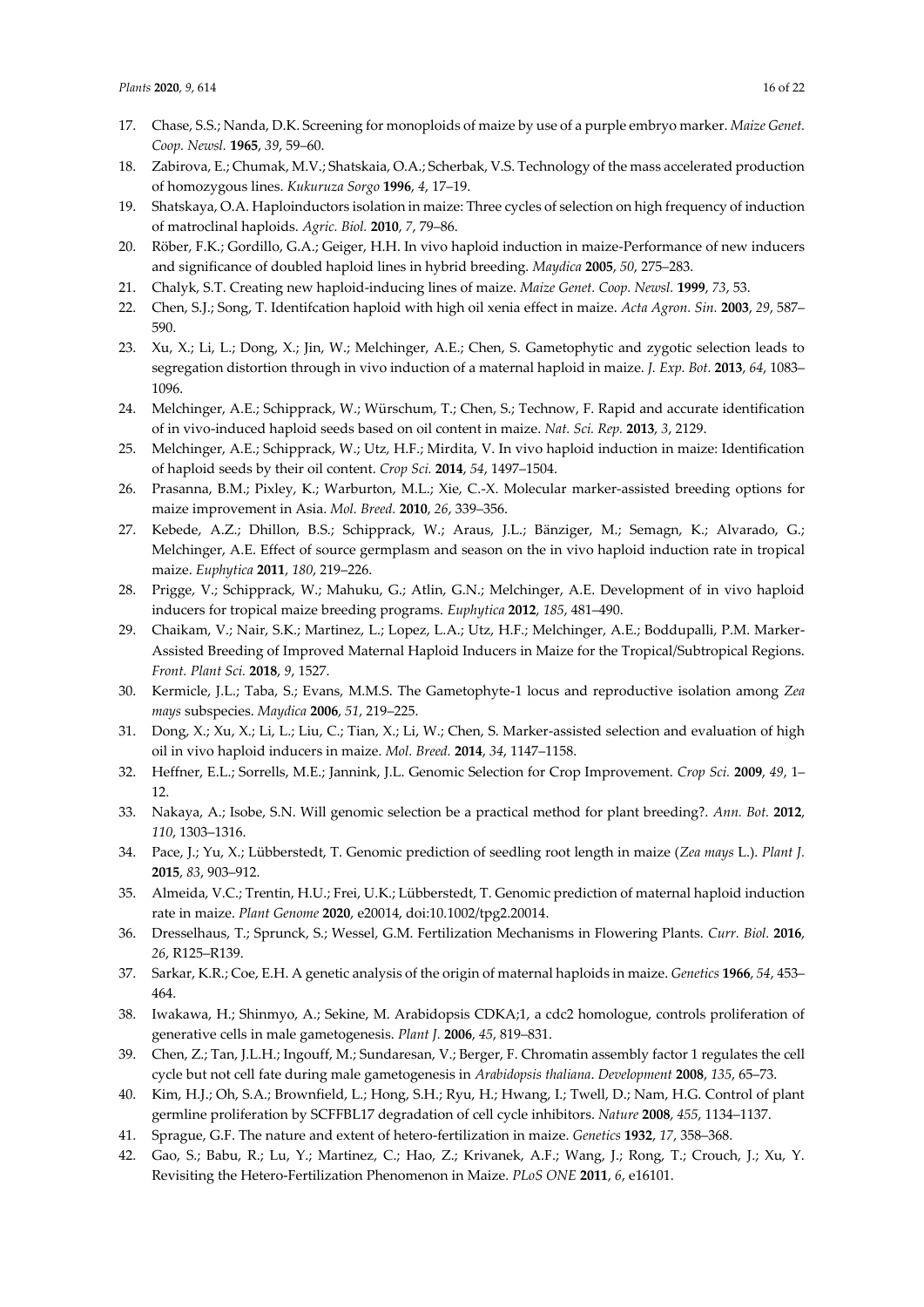17. Chase, S.S.; Nanda, D.K. Screening for monoploids of maize by use of a purple embryo marker. *Maize Genet. Coop. Newsl.* **1965**, *39*, 59–60.
18. Zabirova, E.; Chumak, M.V.; Shatskaia, O.A.; Scherbak, V.S. Technology of the mass accelerated production of homozygous lines. *Kukuruza Sorgo* **1996**, *4*, 17–19.
19. Shatskaya, O.A. Haploinductors isolation in maize: Three cycles of selection on high frequency of induction of matroclinal haploids. *Agric. Biol.* **2010**, *7*, 79–86.
20. Röber, F.K.; Gordillo, G.A.; Geiger, H.H. In vivo haploid induction in maize-Performance of new inducers and significance of doubled haploid lines in hybrid breeding. *Maydica* **2005**, *50*, 275–283.
21. Chalyk, S.T. Creating new haploid-inducing lines of maize. *Maize Genet. Coop. Newsl.* **1999**, *73*, 53.
22. Chen, S.J.; Song, T. Identifcation haploid with high oil xenia effect in maize. *Acta Agron. Sin.* **2003**, *29*, 587–590.
23. Xu, X.; Li, L.; Dong, X.; Jin, W.; Melchinger, A.E.; Chen, S. Gametophytic and zygotic selection leads to segregation distortion through in vivo induction of a maternal haploid in maize. *J. Exp. Bot.* **2013**, *64*, 1083–1096.
24. Melchinger, A.E.; Schipprack, W.; Würschum, T.; Chen, S.; Technow, F. Rapid and accurate identification of in vivo-induced haploid seeds based on oil content in maize. *Nat. Sci. Rep.* **2013**, *3*, 2129.
25. Melchinger, A.E.; Schipprack, W.; Utz, H.F.; Mirdita, V. In vivo haploid induction in maize: Identification of haploid seeds by their oil content. *Crop Sci.* **2014**, *54*, 1497–1504.
26. Prasanna, B.M.; Pixley, K.; Warburton, M.L.; Xie, C.-X. Molecular marker-assisted breeding options for maize improvement in Asia. *Mol. Breed.* **2010**, *26*, 339–356.
27. Kebede, A.Z.; Dhillon, B.S.; Schipprack, W.; Araus, J.L.; Bänziger, M.; Semagn, K.; Alvarado, G.; Melchinger, A.E. Effect of source germplasm and season on the in vivo haploid induction rate in tropical maize. *Euphytica* **2011**, *180*, 219–226.
28. Prigge, V.; Schipprack, W.; Mahuku, G.; Atlin, G.N.; Melchinger, A.E. Development of in vivo haploid inducers for tropical maize breeding programs. *Euphytica* **2012**, *185*, 481–490.
29. Chaikam, V.; Nair, S.K.; Martinez, L.; Lopez, L.A.; Utz, H.F.; Melchinger, A.E.; Boddupalli, P.M. Marker-Assisted Breeding of Improved Maternal Haploid Inducers in Maize for the Tropical/Subtropical Regions. *Front. Plant Sci.* **2018**, *9*, 1527.
30. Kermicle, J.L.; Taba, S.; Evans, M.M.S. The Gametophyte-1 locus and reproductive isolation among *Zea mays* subspecies. *Maydica* **2006**, *51*, 219–225.
31. Dong, X.; Xu, X.; Li, L.; Liu, C.; Tian, X.; Li, W.; Chen, S. Marker-assisted selection and evaluation of high oil in vivo haploid inducers in maize. *Mol. Breed.* **2014**, *34*, 1147–1158.
32. Heffner, E.L.; Sorrells, M.E.; Jannink, J.L. Genomic Selection for Crop Improvement. *Crop Sci.* **2009**, *49*, 1–12.
33. Nakaya, A.; Isobe, S.N. Will genomic selection be a practical method for plant breeding?. *Ann. Bot.* **2012**, *110*, 1303–1316.
34. Pace, J.; Yu, X.; Lübberstedt, T. Genomic prediction of seedling root length in maize (*Zea mays* L.). *Plant J.* **2015**, *83*, 903–912.
35. Almeida, V.C.; Trentin, H.U.; Frei, U.K.; Lübberstedt, T. Genomic prediction of maternal haploid induction rate in maize. *Plant Genome* **2020**, e20014, doi:10.1002/tpg2.20014.
36. Dresselhaus, T.; Sprunck, S.; Wessel, G.M. Fertilization Mechanisms in Flowering Plants. *Curr. Biol.* **2016**, *26*, R125–R139.
37. Sarkar, K.R.; Coe, E.H. A genetic analysis of the origin of maternal haploids in maize. *Genetics* **1966**, *54*, 453–464.
38. Iwakawa, H.; Shinmyo, A.; Sekine, M. Arabidopsis CDKA;1, a cdc2 homologue, controls proliferation of generative cells in male gametogenesis. *Plant J.* **2006**, *45*, 819–831.
39. Chen, Z.; Tan, J.L.H.; Ingouff, M.; Sundaresan, V.; Berger, F. Chromatin assembly factor 1 regulates the cell cycle but not cell fate during male gametogenesis in *Arabidopsis thaliana*. *Development* **2008**, *135*, 65–73.
40. Kim, H.J.; Oh, S.A.; Brownfield, L.; Hong, S.H.; Ryu, H.; Hwang, I.; Twell, D.; Nam, H.G. Control of plant germline proliferation by SCFFBL17 degradation of cell cycle inhibitors. *Nature* **2008**, *455*, 1134–1137.
41. Sprague, G.F. The nature and extent of hetero-fertilization in maize. *Genetics* **1932**, *17*, 358–368.
42. Gao, S.; Babu, R.; Lu, Y.; Martinez, C.; Hao, Z.; Krivanek, A.F.; Wang, J.; Rong, T.; Crouch, J.; Xu, Y. Revisiting the Hetero-Fertilization Phenomenon in Maize. *PLoS ONE* **2011**, *6*, e16101.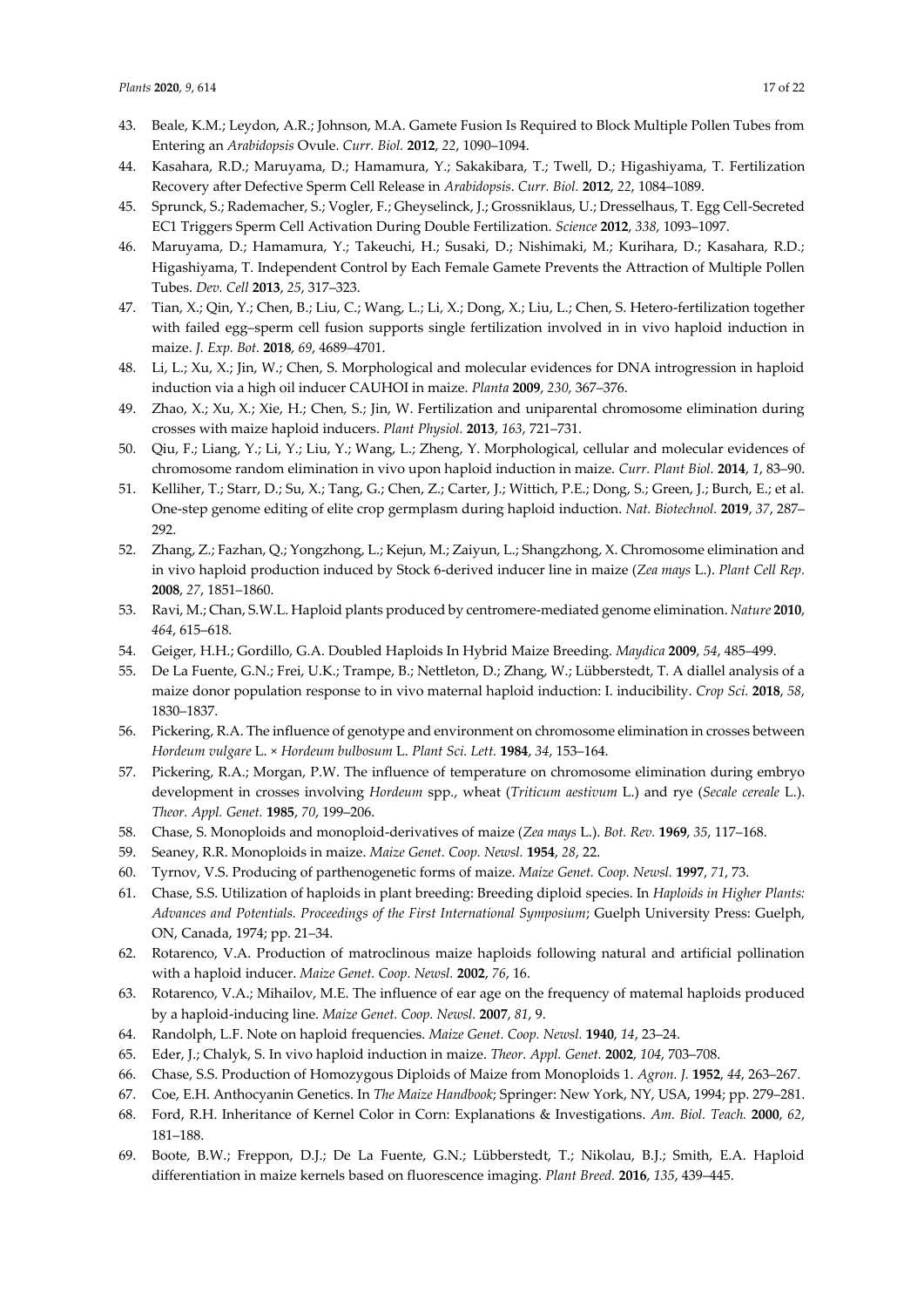43. Beale, K.M.; Leydon, A.R.; Johnson, M.A. Gamete Fusion Is Required to Block Multiple Pollen Tubes from Entering an *Arabidopsis* Ovule. *Curr. Biol.* **2012**, *22*, 1090–1094.
44. Kasahara, R.D.; Maruyama, D.; Hamamura, Y.; Sakakibara, T.; Twell, D.; Higashiyama, T. Fertilization Recovery after Defective Sperm Cell Release in *Arabidopsis*. *Curr. Biol.* **2012**, *22*, 1084–1089.
45. Sprunck, S.; Rademacher, S.; Vogler, F.; Gheyselinck, J.; Grossniklaus, U.; Dresselhaus, T. Egg Cell-Secreted EC1 Triggers Sperm Cell Activation During Double Fertilization. *Science* **2012**, *338*, 1093–1097.
46. Maruyama, D.; Hamamura, Y.; Takeuchi, H.; Susaki, D.; Nishimaki, M.; Kurihara, D.; Kasahara, R.D.; Higashiyama, T. Independent Control by Each Female Gamete Prevents the Attraction of Multiple Pollen Tubes. *Dev. Cell* **2013**, *25*, 317–323.
47. Tian, X.; Qin, Y.; Chen, B.; Liu, C.; Wang, L.; Li, X.; Dong, X.; Liu, L.; Chen, S. Hetero-fertilization together with failed egg–sperm cell fusion supports single fertilization involved in in vivo haploid induction in maize. *J. Exp. Bot.* **2018**, *69*, 4689–4701.
48. Li, L.; Xu, X.; Jin, W.; Chen, S. Morphological and molecular evidences for DNA introgression in haploid induction via a high oil inducer CAUHOI in maize. *Planta* **2009**, *230*, 367–376.
49. Zhao, X.; Xu, X.; Xie, H.; Chen, S.; Jin, W. Fertilization and uniparental chromosome elimination during crosses with maize haploid inducers. *Plant Physiol.* **2013**, *163*, 721–731.
50. Qiu, F.; Liang, Y.; Li, Y.; Liu, Y.; Wang, L.; Zheng, Y. Morphological, cellular and molecular evidences of chromosome random elimination in vivo upon haploid induction in maize. *Curr. Plant Biol.* **2014**, *1*, 83–90.
51. Kelliher, T.; Starr, D.; Su, X.; Tang, G.; Chen, Z.; Carter, J.; Wittich, P.E.; Dong, S.; Green, J.; Burch, E.; et al. One-step genome editing of elite crop germplasm during haploid induction. *Nat. Biotechnol.* **2019**, *37*, 287–292.
52. Zhang, Z.; Fazhan, Q.; Yongzhong, L.; Kejun, M.; Zaiyun, L.; Shangzhong, X. Chromosome elimination and in vivo haploid production induced by Stock 6-derived inducer line in maize (*Zea mays* L.). *Plant Cell Rep.* **2008**, *27*, 1851–1860.
53. Ravi, M.; Chan, S.W.L. Haploid plants produced by centromere-mediated genome elimination. *Nature* **2010**, *464*, 615–618.
54. Geiger, H.H.; Gordillo, G.A. Doubled Haploids In Hybrid Maize Breeding. *Maydica* **2009**, *54*, 485–499.
55. De La Fuente, G.N.; Frei, U.K.; Trampe, B.; Nettleton, D.; Zhang, W.; Lübberstedt, T. A diallel analysis of a maize donor population response to in vivo maternal haploid induction: I. inducibility. *Crop Sci.* **2018**, *58*, 1830–1837.
56. Pickering, R.A. The influence of genotype and environment on chromosome elimination in crosses between *Hordeum vulgare* L. × *Hordeum bulbosum* L. *Plant Sci. Lett.* **1984**, *34*, 153–164.
57. Pickering, R.A.; Morgan, P.W. The influence of temperature on chromosome elimination during embryo development in crosses involving *Hordeum* spp., wheat (*Triticum aestivum* L.) and rye (*Secale cereale* L.). *Theor. Appl. Genet.* **1985**, *70*, 199–206.
58. Chase, S. Monoploids and monoploid-derivatives of maize (*Zea mays* L.). *Bot. Rev.* **1969**, *35*, 117–168.
59. Seaney, R.R. Monoploids in maize. *Maize Genet. Coop. Newsl.* **1954**, *28*, 22.
60. Tyrnov, V.S. Producing of parthenogenetic forms of maize. *Maize Genet. Coop. Newsl.* **1997**, *71*, 73.
61. Chase, S.S. Utilization of haploids in plant breeding: Breeding diploid species. In *Haploids in Higher Plants: Advances and Potentials. Proceedings of the First International Symposium*; Guelph University Press: Guelph, ON, Canada, 1974; pp. 21–34.
62. Rotarenco, V.A. Production of matroclinous maize haploids following natural and artificial pollination with a haploid inducer. *Maize Genet. Coop. Newsl.* **2002**, *76*, 16.
63. Rotarenco, V.A.; Mihailov, M.E. The influence of ear age on the frequency of maternal haploids produced by a haploid-inducing line. *Maize Genet. Coop. Newsl.* **2007**, *81*, 9.
64. Randolph, L.F. Note on haploid frequencies. *Maize Genet. Coop. Newsl.* **1940**, *14*, 23–24.
65. Eder, J.; Chalyk, S. In vivo haploid induction in maize. *Theor. Appl. Genet.* **2002**, *104*, 703–708.
66. Chase, S.S. Production of Homozygous Diploids of Maize from Monoploids 1. *Agron. J.* **1952**, *44*, 263–267.
67. Coe, E.H. Anthocyanin Genetics. In *The Maize Handbook*; Springer: New York, NY, USA, 1994; pp. 279–281.
68. Ford, R.H. Inheritance of Kernel Color in Corn: Explanations & Investigations. *Am. Biol. Teach.* **2000**, *62*, 181–188.
69. Boote, B.W.; Freppon, D.J.; De La Fuente, G.N.; Lübberstedt, T.; Nikolau, B.J.; Smith, E.A. Haploid differentiation in maize kernels based on fluorescence imaging. *Plant Breed.* **2016**, *135*, 439–445.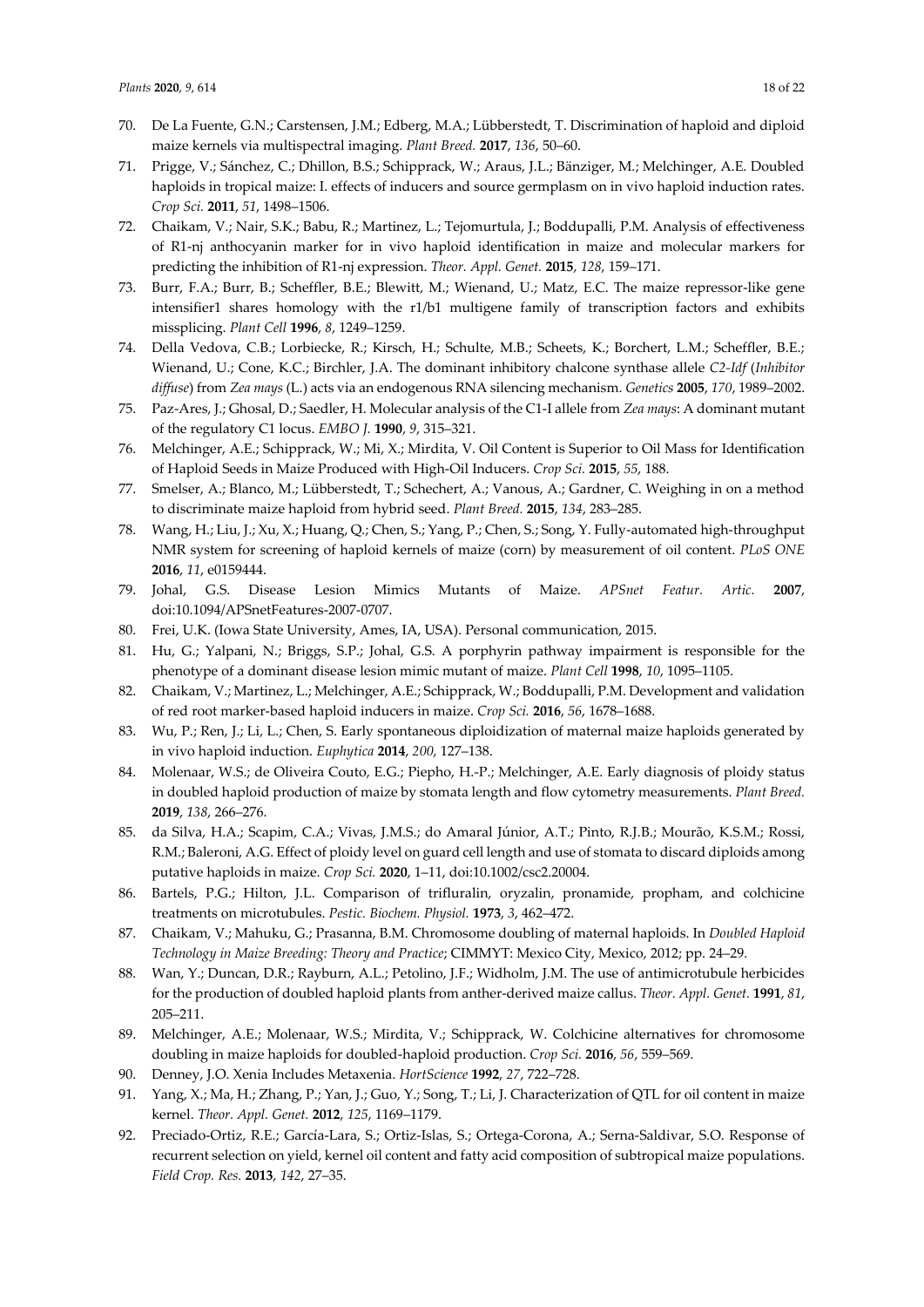70. De La Fuente, G.N.; Carstensen, J.M.; Edberg, M.A.; Lübberstedt, T. Discrimination of haploid and diploid maize kernels via multispectral imaging. *Plant Breed.* **2017**, *136*, 50–60.
71. Prigge, V.; Sánchez, C.; Dhillon, B.S.; Schipprack, W.; Araus, J.L.; Bänziger, M.; Melchinger, A.E. Doubled haploids in tropical maize: I. effects of inducers and source germplasm on in vivo haploid induction rates. *Crop Sci.* **2011**, *51*, 1498–1506.
72. Chaikam, V.; Nair, S.K.; Babu, R.; Martinez, L.; Tejomurtula, J.; Boddupalli, P.M. Analysis of effectiveness of R1-nj anthocyanin marker for in vivo haploid identification in maize and molecular markers for predicting the inhibition of R1-nj expression. *Theor. Appl. Genet.* **2015**, *128*, 159–171.
73. Burr, F.A.; Burr, B.; Scheffler, B.E.; Blewitt, M.; Wienand, U.; Matz, E.C. The maize repressor-like gene intensifier1 shares homology with the r1/b1 multigene family of transcription factors and exhibits missplicing. *Plant Cell* **1996**, *8*, 1249–1259.
74. Della Vedova, C.B.; Lorbiecke, R.; Kirsch, H.; Schulte, M.B.; Scheets, K.; Borchert, L.M.; Scheffler, B.E.; Wienand, U.; Cone, K.C.; Birchler, J.A. The dominant inhibitory chalcone synthase allele *C2-Idf* (*Inhibitor diffuse*) from *Zea mays* (L.) acts via an endogenous RNA silencing mechanism. *Genetics* **2005**, *170*, 1989–2002.
75. Paz-Ares, J.; Ghosal, D.; Saedler, H. Molecular analysis of the C1-I allele from *Zea mays*: A dominant mutant of the regulatory C1 locus. *EMBO J.* **1990**, *9*, 315–321.
76. Melchinger, A.E.; Schipprack, W.; Mi, X.; Mirdita, V. Oil Content is Superior to Oil Mass for Identification of Haploid Seeds in Maize Produced with High-Oil Inducers. *Crop Sci.* **2015**, *55*, 188.
77. Smelser, A.; Blanco, M.; Lübberstedt, T.; Schechert, A.; Vanous, A.; Gardner, C. Weighing in on a method to discriminate maize haploid from hybrid seed. *Plant Breed.* **2015**, *134*, 283–285.
78. Wang, H.; Liu, J.; Xu, X.; Huang, Q.; Chen, S.; Yang, P.; Chen, S.; Song, Y. Fully-automated high-throughput NMR system for screening of haploid kernels of maize (corn) by measurement of oil content. *PLoS ONE* **2016**, *11*, e0159444.
79. Johal, G.S. Disease Lesion Mimics Mutants of Maize. *APSnet Featur. Artic.* **2007**, doi:10.1094/APSnetFeatures-2007-0707.
80. Frei, U.K. (Iowa State University, Ames, IA, USA). Personal communication, 2015.
81. Hu, G.; Yalpani, N.; Briggs, S.P.; Johal, G.S. A porphyrin pathway impairment is responsible for the phenotype of a dominant disease lesion mimic mutant of maize. *Plant Cell* **1998**, *10*, 1095–1105.
82. Chaikam, V.; Martinez, L.; Melchinger, A.E.; Schipprack, W.; Boddupalli, P.M. Development and validation of red root marker-based haploid inducers in maize. *Crop Sci.* **2016**, *56*, 1678–1688.
83. Wu, P.; Ren, J.; Li, L.; Chen, S. Early spontaneous diploidization of maternal maize haploids generated by in vivo haploid induction. *Euphytica* **2014**, *200*, 127–138.
84. Molenaar, W.S.; de Oliveira Couto, E.G.; Piepho, H.-P.; Melchinger, A.E. Early diagnosis of ploidy status in doubled haploid production of maize by stomata length and flow cytometry measurements. *Plant Breed.* **2019**, *138*, 266–276.
85. da Silva, H.A.; Scapim, C.A.; Vivas, J.M.S.; do Amaral Júnior, A.T.; Pinto, R.J.B.; Mourão, K.S.M.; Rossi, R.M.; Baleroni, A.G. Effect of ploidy level on guard cell length and use of stomata to discard diploids among putative haploids in maize. *Crop Sci.* **2020**, 1–11, doi:10.1002/csc2.20004.
86. Bartels, P.G.; Hilton, J.L. Comparison of trifluralin, oryzalin, pronamide, propham, and colchicine treatments on microtubules. *Pestic. Biochem. Physiol.* **1973**, *3*, 462–472.
87. Chaikam, V.; Mahuku, G.; Prasanna, B.M. Chromosome doubling of maternal haploids. In *Doubled Haploid Technology in Maize Breeding: Theory and Practice*; CIMMYT: Mexico City, Mexico, 2012; pp. 24–29.
88. Wan, Y.; Duncan, D.R.; Rayburn, A.L.; Petolino, J.F.; Widholm, J.M. The use of antimicrotubule herbicides for the production of doubled haploid plants from anther-derived maize callus. *Theor. Appl. Genet.* **1991**, *81*, 205–211.
89. Melchinger, A.E.; Molenaar, W.S.; Mirdita, V.; Schipprack, W. Colchicine alternatives for chromosome doubling in maize haploids for doubled-haploid production. *Crop Sci.* **2016**, *56*, 559–569.
90. Denney, J.O. Xenia Includes Metaxenia. *HortScience* **1992**, *27*, 722–728.
91. Yang, X.; Ma, H.; Zhang, P.; Yan, J.; Guo, Y.; Song, T.; Li, J. Characterization of QTL for oil content in maize kernel. *Theor. Appl. Genet.* **2012**, *125*, 1169–1179.
92. Preciado-Ortiz, R.E.; García-Lara, S.; Ortiz-Islas, S.; Ortega-Corona, A.; Serna-Saldivar, S.O. Response of recurrent selection on yield, kernel oil content and fatty acid composition of subtropical maize populations. *Field Crop. Res.* **2013**, *142*, 27–35.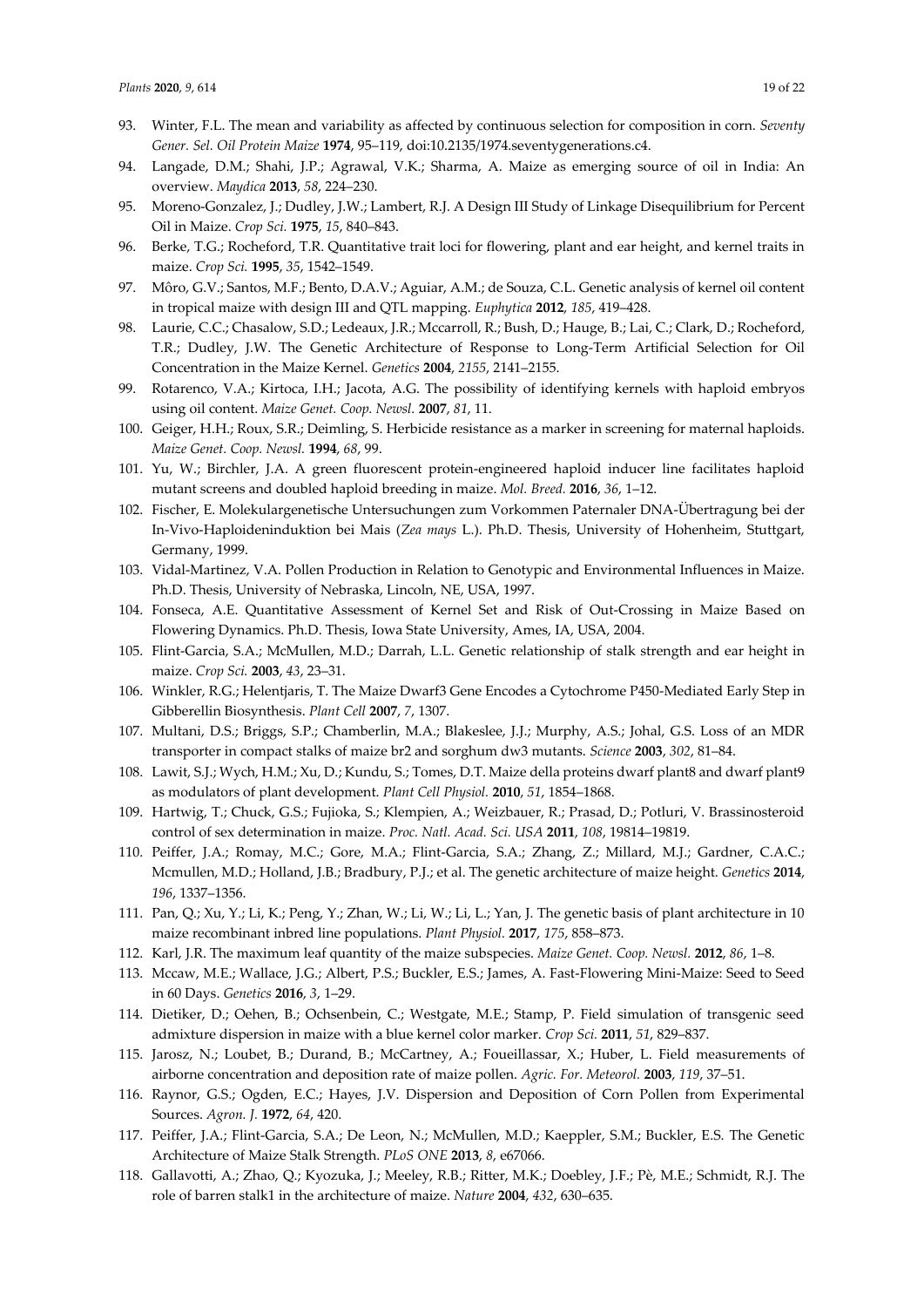93. Winter, F.L. The mean and variability as affected by continuous selection for composition in corn. *Seventy Gener. Sel. Oil Protein Maize* **1974**, 95–119, doi:10.2135/1974.seventygenerations.c4.
94. Langade, D.M.; Shahi, J.P.; Agrawal, V.K.; Sharma, A. Maize as emerging source of oil in India: An overview. *Maydica* **2013**, *58*, 224–230.
95. Moreno-Gonzalez, J.; Dudley, J.W.; Lambert, R.J. A Design III Study of Linkage Disequilibrium for Percent Oil in Maize. *Crop Sci.* **1975**, *15*, 840–843.
96. Berke, T.G.; Rocheford, T.R. Quantitative trait loci for flowering, plant and ear height, and kernel traits in maize. *Crop Sci.* **1995**, *35*, 1542–1549.
97. Môro, G.V.; Santos, M.F.; Bento, D.A.V.; Aguiar, A.M.; de Souza, C.L. Genetic analysis of kernel oil content in tropical maize with design III and QTL mapping. *Euphytica* **2012**, *185*, 419–428.
98. Laurie, C.C.; Chasalow, S.D.; Ledeaux, J.R.; Mccarroll, R.; Bush, D.; Hauge, B.; Lai, C.; Clark, D.; Rocheford, T.R.; Dudley, J.W. The Genetic Architecture of Response to Long-Term Artificial Selection for Oil Concentration in the Maize Kernel. *Genetics* **2004**, *2155*, 2141–2155.
99. Rotarenco, V.A.; Kirtoca, I.H.; Jacota, A.G. The possibility of identifying kernels with haploid embryos using oil content. *Maize Genet. Coop. Newsl.* **2007**, *81*, 11.
100. Geiger, H.H.; Roux, S.R.; Deimling, S. Herbicide resistance as a marker in screening for maternal haploids. *Maize Genet. Coop. Newsl.* **1994**, *68*, 99.
101. Yu, W.; Birchler, J.A. A green fluorescent protein-engineered haploid inducer line facilitates haploid mutant screens and doubled haploid breeding in maize. *Mol. Breed.* **2016**, *36*, 1–12.
102. Fischer, E. Molekulargenetische Untersuchungen zum Vorkommen Paternaler DNA-Übertragung bei der In-Vivo-Haploideninduktion bei Mais (*Zea mays* L.). Ph.D. Thesis, University of Hohenheim, Stuttgart, Germany, 1999.
103. Vidal-Martinez, V.A. Pollen Production in Relation to Genotypic and Environmental Influences in Maize. Ph.D. Thesis, University of Nebraska, Lincoln, NE, USA, 1997.
104. Fonseca, A.E. Quantitative Assessment of Kernel Set and Risk of Out-Crossing in Maize Based on Flowering Dynamics. Ph.D. Thesis, Iowa State University, Ames, IA, USA, 2004.
105. Flint-Garcia, S.A.; McMullen, M.D.; Darrah, L.L. Genetic relationship of stalk strength and ear height in maize. *Crop Sci.* **2003**, *43*, 23–31.
106. Winkler, R.G.; Helentjaris, T. The Maize Dwarf3 Gene Encodes a Cytochrome P450-Mediated Early Step in Gibberellin Biosynthesis. *Plant Cell* **2007**, *7*, 1307.
107. Multani, D.S.; Briggs, S.P.; Chamberlin, M.A.; Blakeslee, J.J.; Murphy, A.S.; Johal, G.S. Loss of an MDR transporter in compact stalks of maize br2 and sorghum dw3 mutants. *Science* **2003**, *302*, 81–84.
108. Lawit, S.J.; Wych, H.M.; Xu, D.; Kundu, S.; Tomes, D.T. Maize della proteins dwarf plant8 and dwarf plant9 as modulators of plant development. *Plant Cell Physiol.* **2010**, *51*, 1854–1868.
109. Hartwig, T.; Chuck, G.S.; Fujioka, S.; Klempien, A.; Weizbauer, R.; Prasad, D.; Potluri, V. Brassinosteroid control of sex determination in maize. *Proc. Natl. Acad. Sci. USA* **2011**, *108*, 19814–19819.
110. Peiffer, J.A.; Romay, M.C.; Gore, M.A.; Flint-Garcia, S.A.; Zhang, Z.; Millard, M.J.; Gardner, C.A.C.; Mcmullen, M.D.; Holland, J.B.; Bradbury, P.J.; et al. The genetic architecture of maize height. *Genetics* **2014**, *196*, 1337–1356.
111. Pan, Q.; Xu, Y.; Li, K.; Peng, Y.; Zhan, W.; Li, W.; Li, L.; Yan, J. The genetic basis of plant architecture in 10 maize recombinant inbred line populations. *Plant Physiol.* **2017**, *175*, 858–873.
112. Karl, J.R. The maximum leaf quantity of the maize subspecies. *Maize Genet. Coop. Newsl.* **2012**, *86*, 1–8.
113. Mccaw, M.E.; Wallace, J.G.; Albert, P.S.; Buckler, E.S.; James, A. Fast-Flowering Mini-Maize: Seed to Seed in 60 Days. *Genetics* **2016**, *3*, 1–29.
114. Dietiker, D.; Oehen, B.; Ochsenbein, C.; Westgate, M.E.; Stamp, P. Field simulation of transgenic seed admixture dispersion in maize with a blue kernel color marker. *Crop Sci.* **2011**, *51*, 829–837.
115. Jarosz, N.; Loubet, B.; Durand, B.; McCartney, A.; Foueillassar, X.; Huber, L. Field measurements of airborne concentration and deposition rate of maize pollen. *Agric. For. Meteorol.* **2003**, *119*, 37–51.
116. Raynor, G.S.; Ogden, E.C.; Hayes, J.V. Dispersion and Deposition of Corn Pollen from Experimental Sources. *Agron. J.* **1972**, *64*, 420.
117. Peiffer, J.A.; Flint-Garcia, S.A.; De Leon, N.; McMullen, M.D.; Kaeppler, S.M.; Buckler, E.S. The Genetic Architecture of Maize Stalk Strength. *PLoS ONE* **2013**, *8*, e67066.
118. Gallavotti, A.; Zhao, Q.; Kyozuka, J.; Meeley, R.B.; Ritter, M.K.; Doebley, J.F.; Pè, M.E.; Schmidt, R.J. The role of barren stalk1 in the architecture of maize. *Nature* **2004**, *432*, 630–635.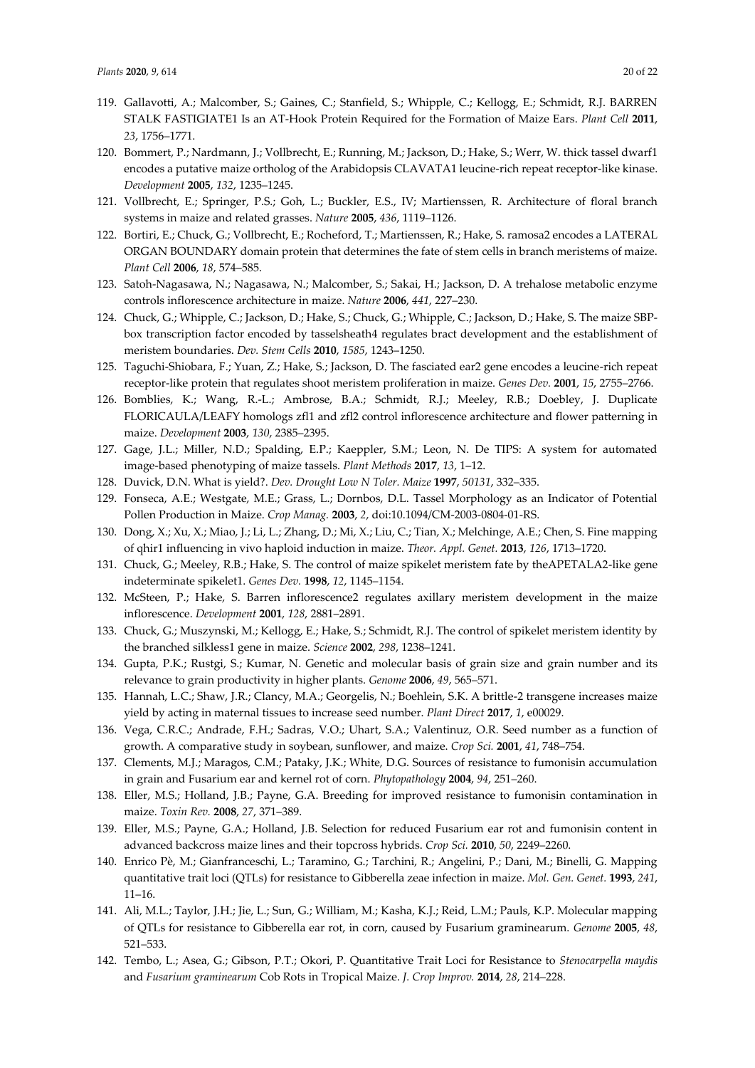119. Gallavotti, A.; Malcomber, S.; Gaines, C.; Stanfield, S.; Whipple, C.; Kellogg, E.; Schmidt, R.J. BARREN STALK FASTIGIATE1 Is an AT-Hook Protein Required for the Formation of Maize Ears. *Plant Cell* **2011**, *23*, 1756–1771.
120. Bommert, P.; Nardmann, J.; Vollbrecht, E.; Running, M.; Jackson, D.; Hake, S.; Werr, W. thick tassel dwarf1 encodes a putative maize ortholog of the Arabidopsis CLAVATA1 leucine-rich repeat receptor-like kinase. *Development* **2005**, *132*, 1235–1245.
121. Vollbrecht, E.; Springer, P.S.; Goh, L.; Buckler, E.S., IV; Martienssen, R. Architecture of floral branch systems in maize and related grasses. *Nature* **2005**, *436*, 1119–1126.
122. Bortiri, E.; Chuck, G.; Vollbrecht, E.; Rocheford, T.; Martienssen, R.; Hake, S. ramosa2 encodes a LATERAL ORGAN BOUNDARY domain protein that determines the fate of stem cells in branch meristems of maize. *Plant Cell* **2006**, *18*, 574–585.
123. Satoh-Nagasawa, N.; Nagasawa, N.; Malcomber, S.; Sakai, H.; Jackson, D. A trehalose metabolic enzyme controls inflorescence architecture in maize. *Nature* **2006**, *441*, 227–230.
124. Chuck, G.; Whipple, C.; Jackson, D.; Hake, S.; Chuck, G.; Whipple, C.; Jackson, D.; Hake, S. The maize SBP-box transcription factor encoded by tasselsheath4 regulates bract development and the establishment of meristem boundaries. *Dev. Stem Cells* **2010**, *1585*, 1243–1250.
125. Taguchi-Shiobara, F.; Yuan, Z.; Hake, S.; Jackson, D. The fasciated ear2 gene encodes a leucine-rich repeat receptor-like protein that regulates shoot meristem proliferation in maize. *Genes Dev.* **2001**, *15*, 2755–2766.
126. Bomblies, K.; Wang, R.-L.; Ambrose, B.A.; Schmidt, R.J.; Meeley, R.B.; Doebley, J. Duplicate FLORICAULA/LEAFY homologs zfl1 and zfl2 control inflorescence architecture and flower patterning in maize. *Development* **2003**, *130*, 2385–2395.
127. Gage, J.L.; Miller, N.D.; Spalding, E.P.; Kaeppler, S.M.; Leon, N. De TIPS: A system for automated image-based phenotyping of maize tassels. *Plant Methods* **2017**, *13*, 1–12.
128. Duvick, D.N. What is yield?. *Dev. Drought Low N Toler. Maize* **1997**, *50131*, 332–335.
129. Fonseca, A.E.; Westgate, M.E.; Grass, L.; Dornbos, D.L. Tassel Morphology as an Indicator of Potential Pollen Production in Maize. *Crop Manag.* **2003**, *2*, doi:10.1094/CM-2003-0804-01-RS.
130. Dong, X.; Xu, X.; Miao, J.; Li, L.; Zhang, D.; Mi, X.; Liu, C.; Tian, X.; Melchinge, A.E.; Chen, S. Fine mapping of qhir1 influencing in vivo haploid induction in maize. *Theor. Appl. Genet.* **2013**, *126*, 1713–1720.
131. Chuck, G.; Meeley, R.B.; Hake, S. The control of maize spikelet meristem fate by theAPETALA2-like gene indeterminate spikelet1. *Genes Dev.* **1998**, *12*, 1145–1154.
132. McSteen, P.; Hake, S. Barren inflorescence2 regulates axillary meristem development in the maize inflorescence. *Development* **2001**, *128*, 2881–2891.
133. Chuck, G.; Muszynski, M.; Kellogg, E.; Hake, S.; Schmidt, R.J. The control of spikelet meristem identity by the branched silkless1 gene in maize. *Science* **2002**, *298*, 1238–1241.
134. Gupta, P.K.; Rustgi, S.; Kumar, N. Genetic and molecular basis of grain size and grain number and its relevance to grain productivity in higher plants. *Genome* **2006**, *49*, 565–571.
135. Hannah, L.C.; Shaw, J.R.; Clancy, M.A.; Georgelis, N.; Boehlein, S.K. A brittle-2 transgene increases maize yield by acting in maternal tissues to increase seed number. *Plant Direct* **2017**, *1*, e00029.
136. Vega, C.R.C.; Andrade, F.H.; Sadras, V.O.; Uhart, S.A.; Valentinuz, O.R. Seed number as a function of growth. A comparative study in soybean, sunflower, and maize. *Crop Sci.* **2001**, *41*, 748–754.
137. Clements, M.J.; Maragos, C.M.; Pataky, J.K.; White, D.G. Sources of resistance to fumonisin accumulation in grain and Fusarium ear and kernel rot of corn. *Phytopathology* **2004**, *94*, 251–260.
138. Eller, M.S.; Holland, J.B.; Payne, G.A. Breeding for improved resistance to fumonisin contamination in maize. *Toxin Rev.* **2008**, *27*, 371–389.
139. Eller, M.S.; Payne, G.A.; Holland, J.B. Selection for reduced Fusarium ear rot and fumonisin content in advanced backcross maize lines and their topcross hybrids. *Crop Sci.* **2010**, *50*, 2249–2260.
140. Enrico Pè, M.; Gianfranceschi, L.; Taramino, G.; Tarchini, R.; Angelini, P.; Dani, M.; Binelli, G. Mapping quantitative trait loci (QTLs) for resistance to Gibberella zeae infection in maize. *Mol. Gen. Genet.* **1993**, *241*, 11–16.
141. Ali, M.L.; Taylor, J.H.; Jie, L.; Sun, G.; William, M.; Kasha, K.J.; Reid, L.M.; Pauls, K.P. Molecular mapping of QTLs for resistance to Gibberella ear rot, in corn, caused by Fusarium graminearum. *Genome* **2005**, *48*, 521–533.
142. Tembo, L.; Asea, G.; Gibson, P.T.; Okori, P. Quantitative Trait Loci for Resistance to *Stenocarpella maydis* and *Fusarium graminearum* Cob Rots in Tropical Maize. *J. Crop Improv.* **2014**, *28*, 214–228.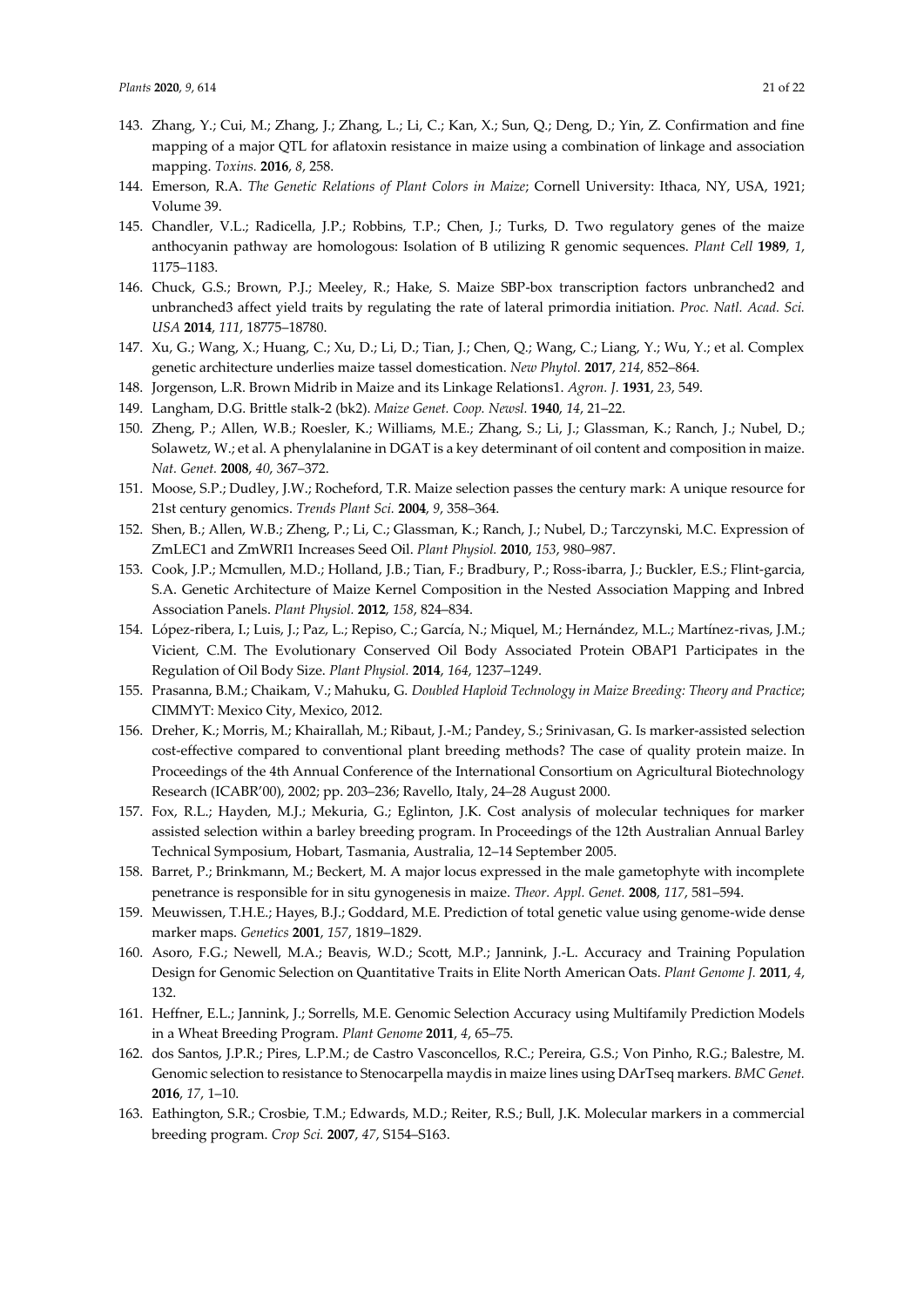143. Zhang, Y.; Cui, M.; Zhang, J.; Zhang, L.; Li, C.; Kan, X.; Sun, Q.; Deng, D.; Yin, Z. Confirmation and fine mapping of a major QTL for aflatoxin resistance in maize using a combination of linkage and association mapping. *Toxins.* **2016**, *8*, 258.
144. Emerson, R.A. *The Genetic Relations of Plant Colors in Maize*; Cornell University: Ithaca, NY, USA, 1921; Volume 39.
145. Chandler, V.L.; Radicella, J.P.; Robbins, T.P.; Chen, J.; Turks, D. Two regulatory genes of the maize anthocyanin pathway are homologous: Isolation of B utilizing R genomic sequences. *Plant Cell* **1989**, *1*, 1175–1183.
146. Chuck, G.S.; Brown, P.J.; Meeley, R.; Hake, S. Maize SBP-box transcription factors unbranched2 and unbranched3 affect yield traits by regulating the rate of lateral primordia initiation. *Proc. Natl. Acad. Sci. USA* **2014**, *111*, 18775–18780.
147. Xu, G.; Wang, X.; Huang, C.; Xu, D.; Li, D.; Tian, J.; Chen, Q.; Wang, C.; Liang, Y.; Wu, Y.; et al. Complex genetic architecture underlies maize tassel domestication. *New Phytol.* **2017**, *214*, 852–864.
148. Jorgenson, L.R. Brown Midrib in Maize and its Linkage Relations1. *Agron. J.* **1931**, *23*, 549.
149. Langham, D.G. Brittle stalk-2 (bk2). *Maize Genet. Coop. Newsl.* **1940**, *14*, 21–22.
150. Zheng, P.; Allen, W.B.; Roesler, K.; Williams, M.E.; Zhang, S.; Li, J.; Glassman, K.; Ranch, J.; Nubel, D.; Solawetz, W.; et al. A phenylalanine in DGAT is a key determinant of oil content and composition in maize. *Nat. Genet.* **2008**, *40*, 367–372.
151. Moose, S.P.; Dudley, J.W.; Rocheford, T.R. Maize selection passes the century mark: A unique resource for 21st century genomics. *Trends Plant Sci.* **2004**, *9*, 358–364.
152. Shen, B.; Allen, W.B.; Zheng, P.; Li, C.; Glassman, K.; Ranch, J.; Nubel, D.; Tarczynski, M.C. Expression of ZmLEC1 and ZmWRI1 Increases Seed Oil. *Plant Physiol.* **2010**, *153*, 980–987.
153. Cook, J.P.; Mcmullen, M.D.; Holland, J.B.; Tian, F.; Bradbury, P.; Ross-ibarra, J.; Buckler, E.S.; Flint-garcia, S.A. Genetic Architecture of Maize Kernel Composition in the Nested Association Mapping and Inbred Association Panels. *Plant Physiol.* **2012**, *158*, 824–834.
154. López-ribera, I.; Luis, J.; Paz, L.; Repiso, C.; García, N.; Miquel, M.; Hernández, M.L.; Martínez-rivas, J.M.; Vicient, C.M. The Evolutionary Conserved Oil Body Associated Protein OBAP1 Participates in the Regulation of Oil Body Size. *Plant Physiol.* **2014**, *164*, 1237–1249.
155. Prasanna, B.M.; Chaikam, V.; Mahuku, G. *Doubled Haploid Technology in Maize Breeding: Theory and Practice*; CIMMYT: Mexico City, Mexico, 2012.
156. Dreher, K.; Morris, M.; Khairallah, M.; Ribaut, J.-M.; Pandey, S.; Srinivasan, G. Is marker-assisted selection cost-effective compared to conventional plant breeding methods? The case of quality protein maize. In Proceedings of the 4th Annual Conference of the International Consortium on Agricultural Biotechnology Research (ICABR'00), 2002; pp. 203–236; Ravello, Italy, 24–28 August 2000.
157. Fox, R.L.; Hayden, M.J.; Mekuria, G.; Eglinton, J.K. Cost analysis of molecular techniques for marker assisted selection within a barley breeding program. In Proceedings of the 12th Australian Annual Barley Technical Symposium, Hobart, Tasmania, Australia, 12–14 September 2005.
158. Barret, P.; Brinkmann, M.; Beckert, M. A major locus expressed in the male gametophyte with incomplete penetrance is responsible for in situ gynogenesis in maize. *Theor. Appl. Genet.* **2008**, *117*, 581–594.
159. Meuwissen, T.H.E.; Hayes, B.J.; Goddard, M.E. Prediction of total genetic value using genome-wide dense marker maps. *Genetics* **2001**, *157*, 1819–1829.
160. Asoro, F.G.; Newell, M.A.; Beavis, W.D.; Scott, M.P.; Jannink, J.-L. Accuracy and Training Population Design for Genomic Selection on Quantitative Traits in Elite North American Oats. *Plant Genome J.* **2011**, *4*, 132.
161. Heffner, E.L.; Jannink, J.; Sorrells, M.E. Genomic Selection Accuracy using Multifamily Prediction Models in a Wheat Breeding Program. *Plant Genome* **2011**, *4*, 65–75.
162. dos Santos, J.P.R.; Pires, L.P.M.; de Castro Vasconcellos, R.C.; Pereira, G.S.; Von Pinho, R.G.; Balestre, M. Genomic selection to resistance to Stenocarpella maydis in maize lines using DArTseq markers. *BMC Genet.* **2016**, *17*, 1–10.
163. Eathington, S.R.; Crosbie, T.M.; Edwards, M.D.; Reiter, R.S.; Bull, J.K. Molecular markers in a commercial breeding program. *Crop Sci.* **2007**, *47*, S154–S163.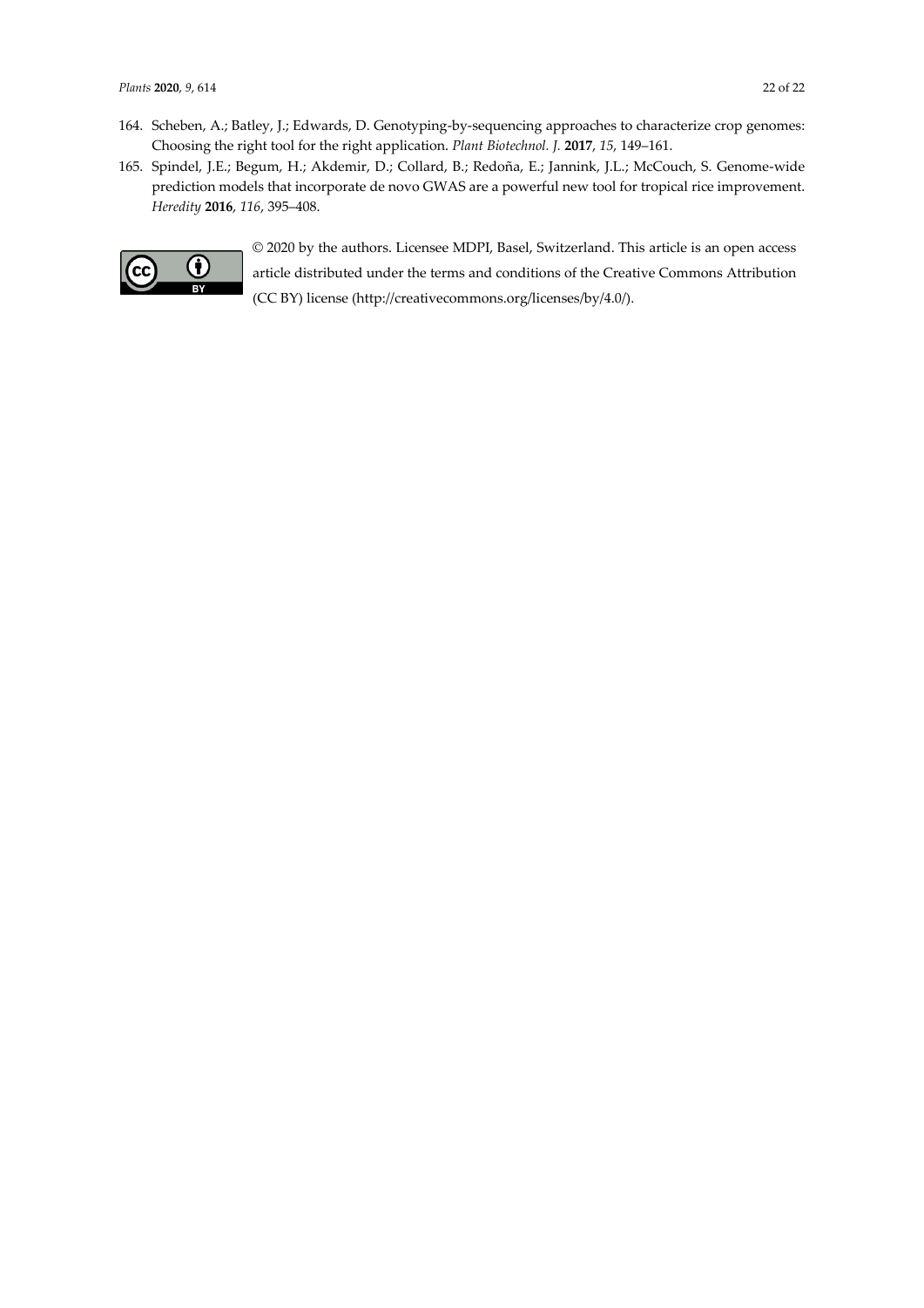164. Scheben, A.; Batley, J.; Edwards, D. Genotyping-by-sequencing approaches to characterize crop genomes: Choosing the right tool for the right application. *Plant Biotechnol. J.* **2017**, *15*, 149–161.
165. Spindel, J.E.; Begum, H.; Akdemir, D.; Collard, B.; Redoña, E.; Jannink, J.L.; McCouch, S. Genome-wide prediction models that incorporate de novo GWAS are a powerful new tool for tropical rice improvement. *Heredity* **2016**, *116*, 395–408.

© 2020 by the authors. Licensee MDPI, Basel, Switzerland. This article is an open access article distributed under the terms and conditions of the Creative Commons Attribution (CC BY) license (http://creativecommons.org/licenses/by/4.0/).